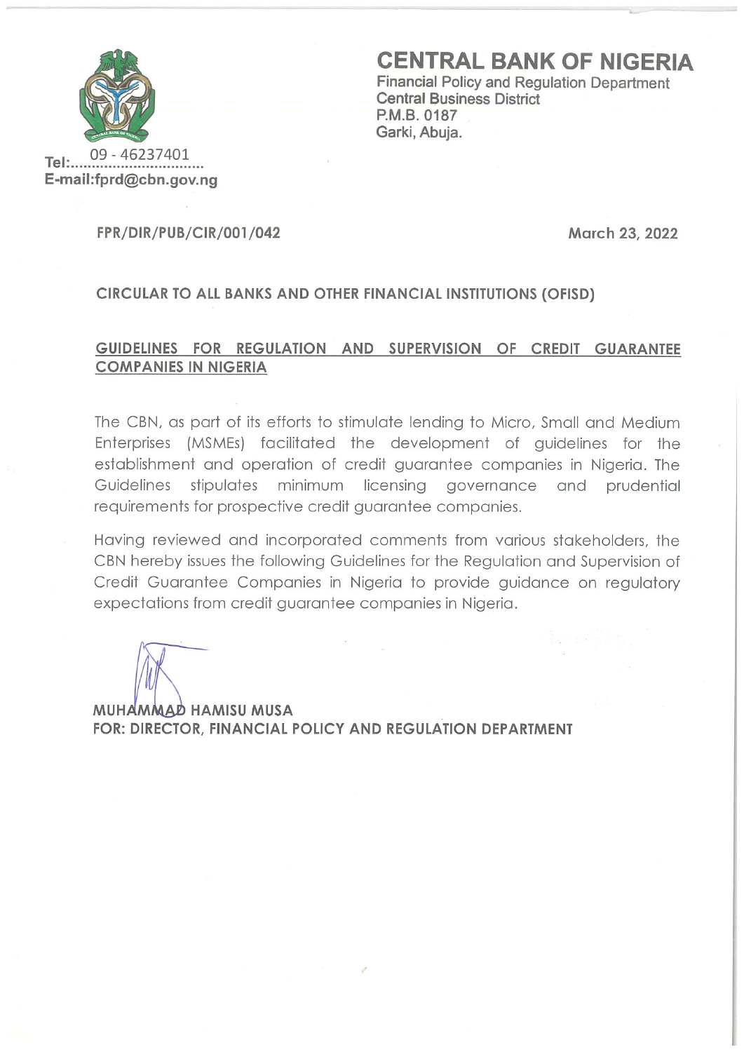# CENTRAL BANK OF NIGERIA

Financial Policy and Regulation Department
Central Business District
P.M.B. 0187
Garki, Abuja.

Tel: 09 - 46237401
E-mail:fprd@cbn.gov.ng

FPR/DIR/PUB/CIR/001/042

March 23, 2022

**CIRCULAR TO ALL BANKS AND OTHER FINANCIAL INSTITUTIONS (OFISD)**

**GUIDELINES FOR REGULATION AND SUPERVISION OF CREDIT GUARANTEE COMPANIES IN NIGERIA**

The CBN, as part of its efforts to stimulate lending to Micro, Small and Medium Enterprises (MSMEs) facilitated the development of guidelines for the establishment and operation of credit guarantee companies in Nigeria. The Guidelines stipulates minimum licensing governance and prudential requirements for prospective credit guarantee companies.

Having reviewed and incorporated comments from various stakeholders, the CBN hereby issues the following Guidelines for the Regulation and Supervision of Credit Guarantee Companies in Nigeria to provide guidance on regulatory expectations from credit guarantee companies in Nigeria.

**MUHAMMAD HAMISU MUSA**
**FOR: DIRECTOR, FINANCIAL POLICY AND REGULATION DEPARTMENT**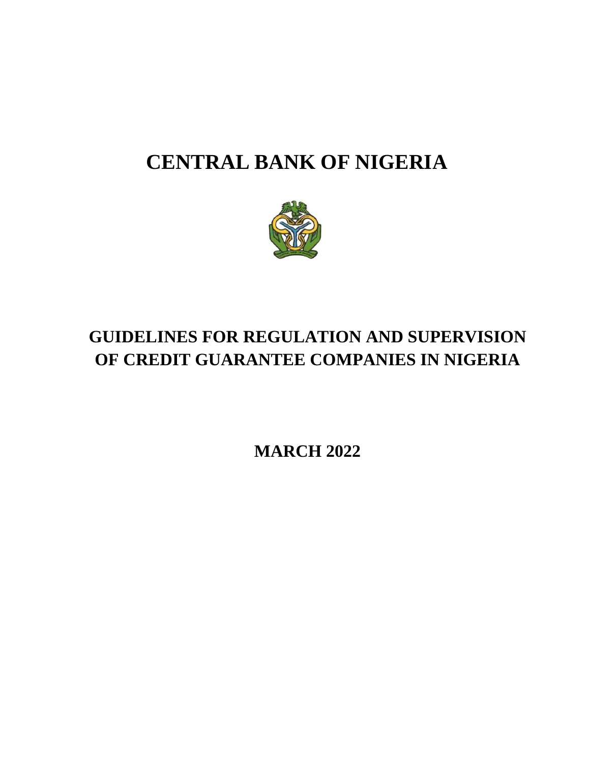# CENTRAL BANK OF NIGERIA

## GUIDELINES FOR REGULATION AND SUPERVISION OF CREDIT GUARANTEE COMPANIES IN NIGERIA

**MARCH 2022**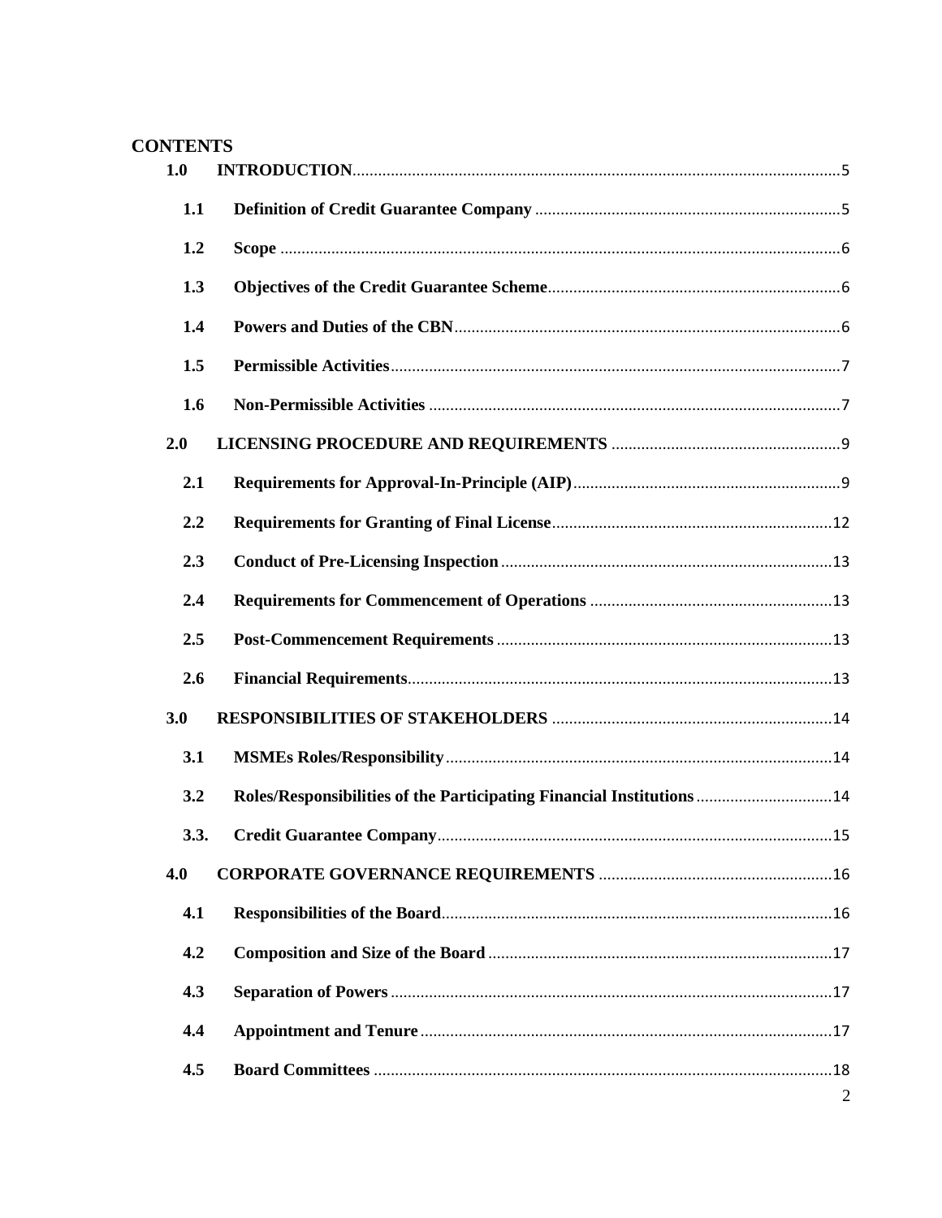# CONTENTS

| | | |
|---|---|---|
| **1.0** | **INTRODUCTION** | 5 |
| **1.1** | **Definition of Credit Guarantee Company** | 5 |
| **1.2** | **Scope** | 6 |
| **1.3** | **Objectives of the Credit Guarantee Scheme** | 6 |
| **1.4** | **Powers and Duties of the CBN** | 6 |
| **1.5** | **Permissible Activities** | 7 |
| **1.6** | **Non-Permissible Activities** | 7 |
| **2.0** | **LICENSING PROCEDURE AND REQUIREMENTS** | 9 |
| **2.1** | **Requirements for Approval-In-Principle (AIP)** | 9 |
| **2.2** | **Requirements for Granting of Final License** | 12 |
| **2.3** | **Conduct of Pre-Licensing Inspection** | 13 |
| **2.4** | **Requirements for Commencement of Operations** | 13 |
| **2.5** | **Post-Commencement Requirements** | 13 |
| **2.6** | **Financial Requirements** | 13 |
| **3.0** | **RESPONSIBILITIES OF STAKEHOLDERS** | 14 |
| **3.1** | **MSMEs Roles/Responsibility** | 14 |
| **3.2** | **Roles/Responsibilities of the Participating Financial Institutions** | 14 |
| **3.3.** | **Credit Guarantee Company** | 15 |
| **4.0** | **CORPORATE GOVERNANCE REQUIREMENTS** | 16 |
| **4.1** | **Responsibilities of the Board** | 16 |
| **4.2** | **Composition and Size of the Board** | 17 |
| **4.3** | **Separation of Powers** | 17 |
| **4.4** | **Appointment and Tenure** | 17 |
| **4.5** | **Board Committees** | 18 |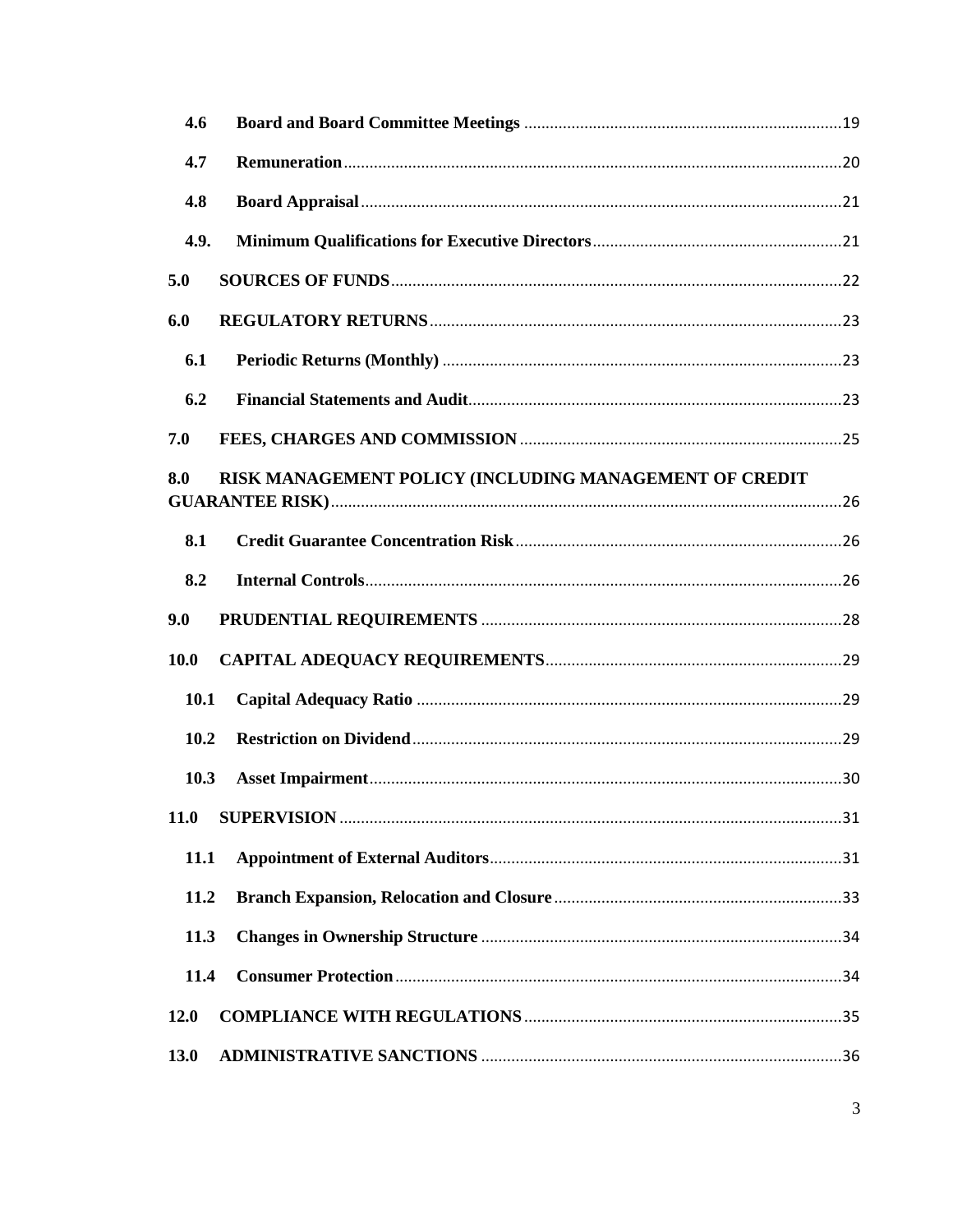- **4.6 Board and Board Committee Meetings** ..... 19
- **4.7 Remuneration** ..... 20
- **4.8 Board Appraisal** ..... 21
- **4.9. Minimum Qualifications for Executive Directors** ..... 21

**5.0 SOURCES OF FUNDS** ..... 22

**6.0 REGULATORY RETURNS** ..... 23

- **6.1 Periodic Returns (Monthly)** ..... 23
- **6.2 Financial Statements and Audit** ..... 23

**7.0 FEES, CHARGES AND COMMISSION** ..... 25

**8.0 RISK MANAGEMENT POLICY (INCLUDING MANAGEMENT OF CREDIT GUARANTEE RISK)** ..... 26

- **8.1 Credit Guarantee Concentration Risk** ..... 26
- **8.2 Internal Controls** ..... 26

**9.0 PRUDENTIAL REQUIREMENTS** ..... 28

**10.0 CAPITAL ADEQUACY REQUIREMENTS** ..... 29

- **10.1 Capital Adequacy Ratio** ..... 29
- **10.2 Restriction on Dividend** ..... 29
- **10.3 Asset Impairment** ..... 30

**11.0 SUPERVISION** ..... 31

- **11.1 Appointment of External Auditors** ..... 31
- **11.2 Branch Expansion, Relocation and Closure** ..... 33
- **11.3 Changes in Ownership Structure** ..... 34
- **11.4 Consumer Protection** ..... 34

**12.0 COMPLIANCE WITH REGULATIONS** ..... 35

**13.0 ADMINISTRATIVE SANCTIONS** ..... 36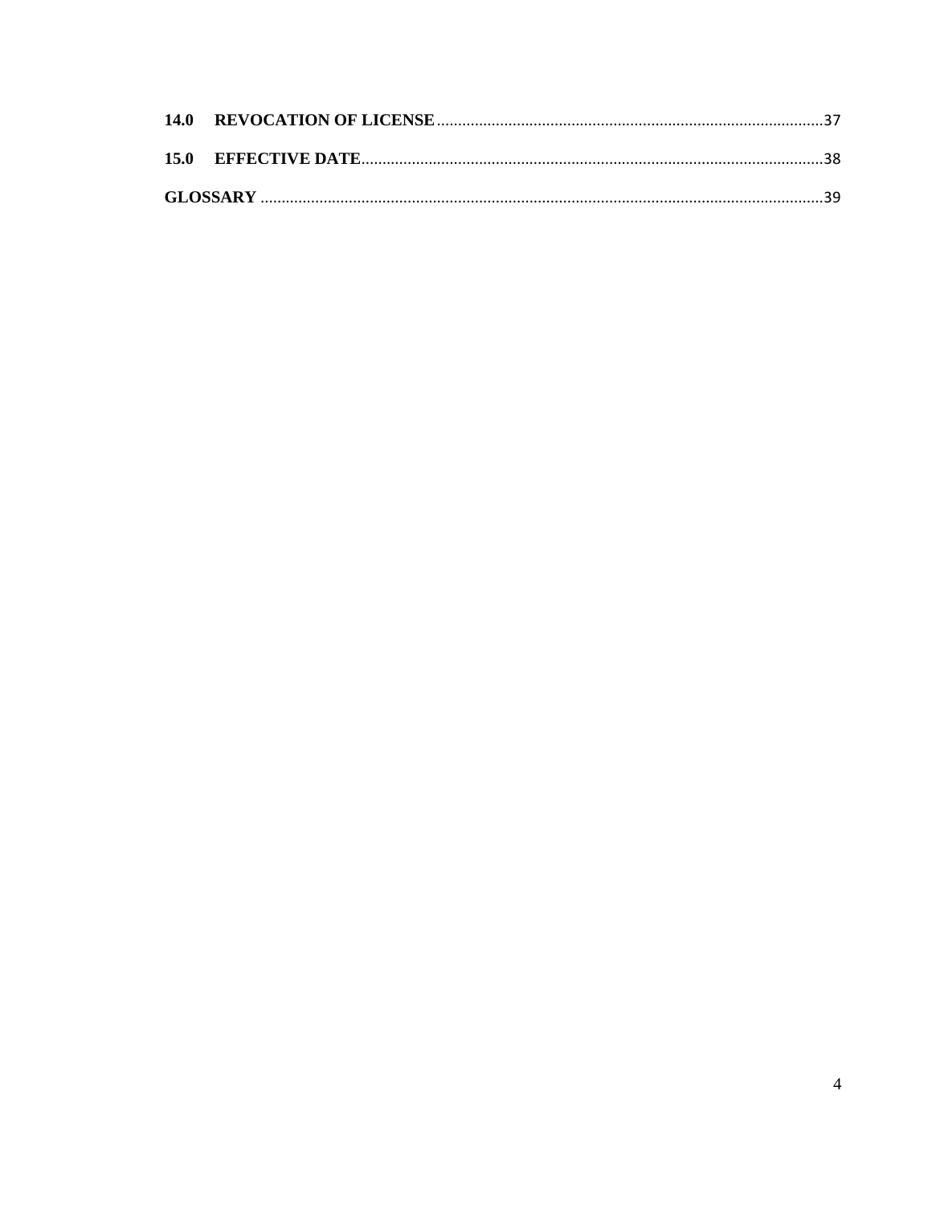**14.0 REVOCATION OF LICENSE** ....................................................................................... 37

**15.0 EFFECTIVE DATE** ................................................................................................ 38

**GLOSSARY** ...................................................................................................................... 39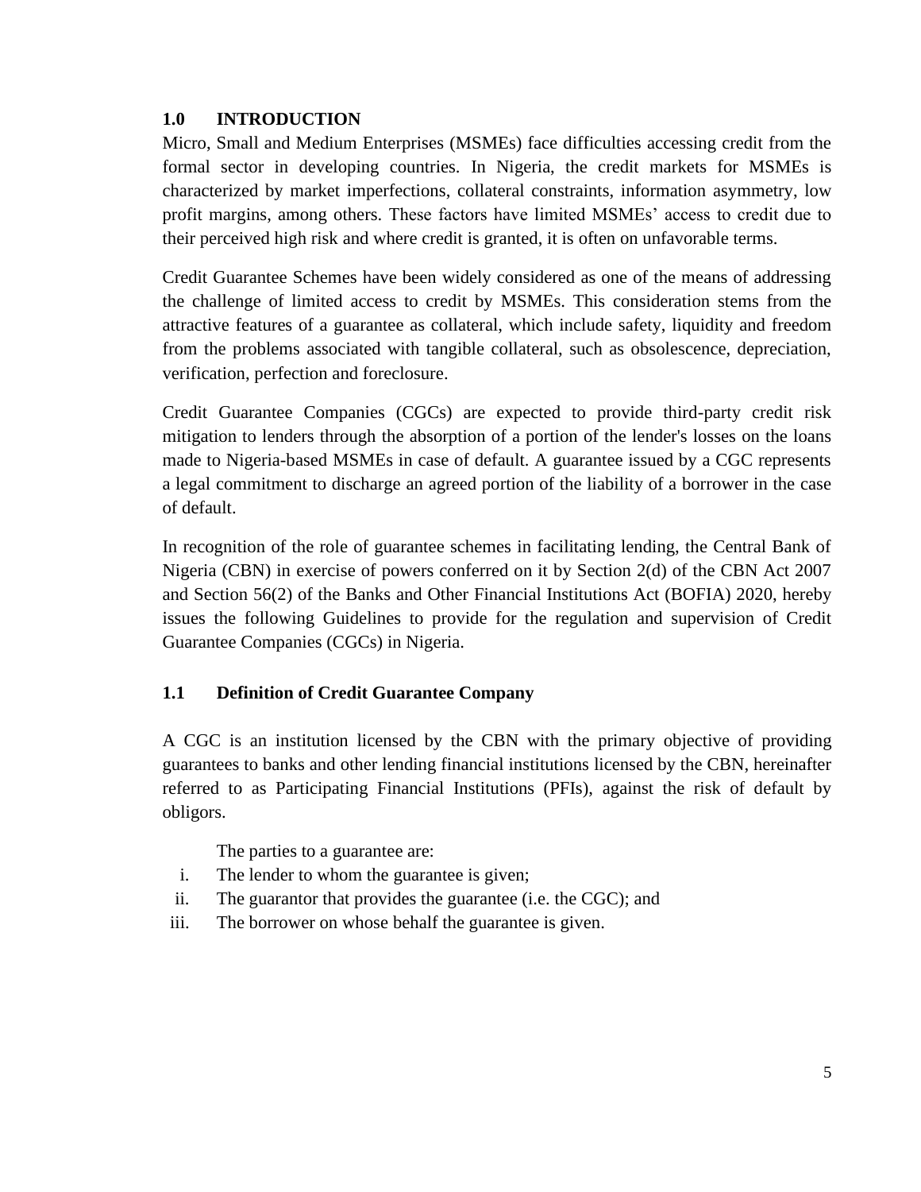## 1.0 INTRODUCTION

Micro, Small and Medium Enterprises (MSMEs) face difficulties accessing credit from the formal sector in developing countries. In Nigeria, the credit markets for MSMEs is characterized by market imperfections, collateral constraints, information asymmetry, low profit margins, among others. These factors have limited MSMEs' access to credit due to their perceived high risk and where credit is granted, it is often on unfavorable terms.

Credit Guarantee Schemes have been widely considered as one of the means of addressing the challenge of limited access to credit by MSMEs. This consideration stems from the attractive features of a guarantee as collateral, which include safety, liquidity and freedom from the problems associated with tangible collateral, such as obsolescence, depreciation, verification, perfection and foreclosure.

Credit Guarantee Companies (CGCs) are expected to provide third-party credit risk mitigation to lenders through the absorption of a portion of the lender's losses on the loans made to Nigeria-based MSMEs in case of default. A guarantee issued by a CGC represents a legal commitment to discharge an agreed portion of the liability of a borrower in the case of default.

In recognition of the role of guarantee schemes in facilitating lending, the Central Bank of Nigeria (CBN) in exercise of powers conferred on it by Section 2(d) of the CBN Act 2007 and Section 56(2) of the Banks and Other Financial Institutions Act (BOFIA) 2020, hereby issues the following Guidelines to provide for the regulation and supervision of Credit Guarantee Companies (CGCs) in Nigeria.

### 1.1 Definition of Credit Guarantee Company

A CGC is an institution licensed by the CBN with the primary objective of providing guarantees to banks and other lending financial institutions licensed by the CBN, hereinafter referred to as Participating Financial Institutions (PFIs), against the risk of default by obligors.

The parties to a guarantee are:

i. The lender to whom the guarantee is given;
ii. The guarantor that provides the guarantee (i.e. the CGC); and
iii. The borrower on whose behalf the guarantee is given.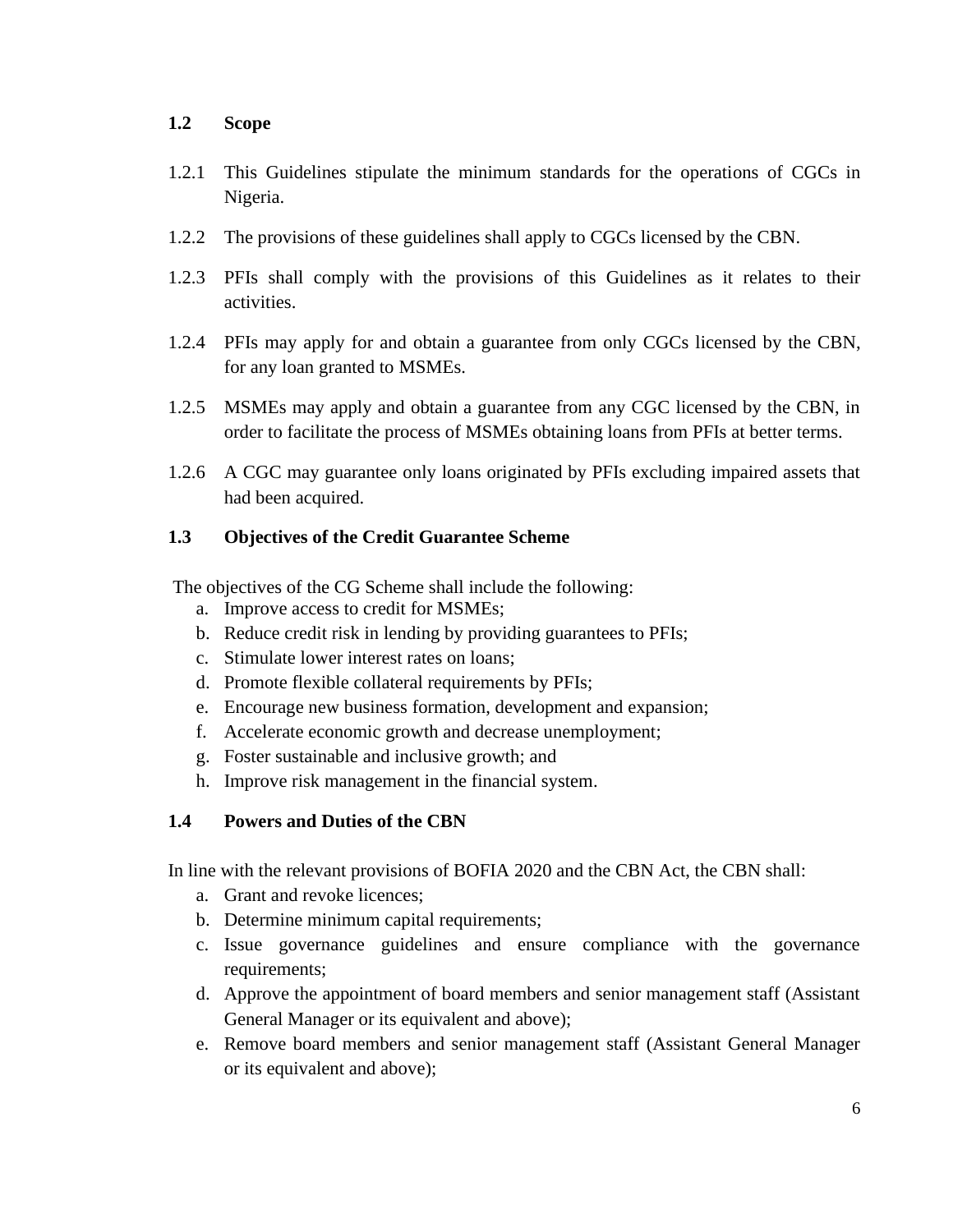### 1.2 Scope

1.2.1 This Guidelines stipulate the minimum standards for the operations of CGCs in Nigeria.

1.2.2 The provisions of these guidelines shall apply to CGCs licensed by the CBN.

1.2.3 PFIs shall comply with the provisions of this Guidelines as it relates to their activities.

1.2.4 PFIs may apply for and obtain a guarantee from only CGCs licensed by the CBN, for any loan granted to MSMEs.

1.2.5 MSMEs may apply and obtain a guarantee from any CGC licensed by the CBN, in order to facilitate the process of MSMEs obtaining loans from PFIs at better terms.

1.2.6 A CGC may guarantee only loans originated by PFIs excluding impaired assets that had been acquired.

### 1.3 Objectives of the Credit Guarantee Scheme

The objectives of the CG Scheme shall include the following:

a. Improve access to credit for MSMEs;
b. Reduce credit risk in lending by providing guarantees to PFIs;
c. Stimulate lower interest rates on loans;
d. Promote flexible collateral requirements by PFIs;
e. Encourage new business formation, development and expansion;
f. Accelerate economic growth and decrease unemployment;
g. Foster sustainable and inclusive growth; and
h. Improve risk management in the financial system.

### 1.4 Powers and Duties of the CBN

In line with the relevant provisions of BOFIA 2020 and the CBN Act, the CBN shall:

a. Grant and revoke licences;
b. Determine minimum capital requirements;
c. Issue governance guidelines and ensure compliance with the governance requirements;
d. Approve the appointment of board members and senior management staff (Assistant General Manager or its equivalent and above);
e. Remove board members and senior management staff (Assistant General Manager or its equivalent and above);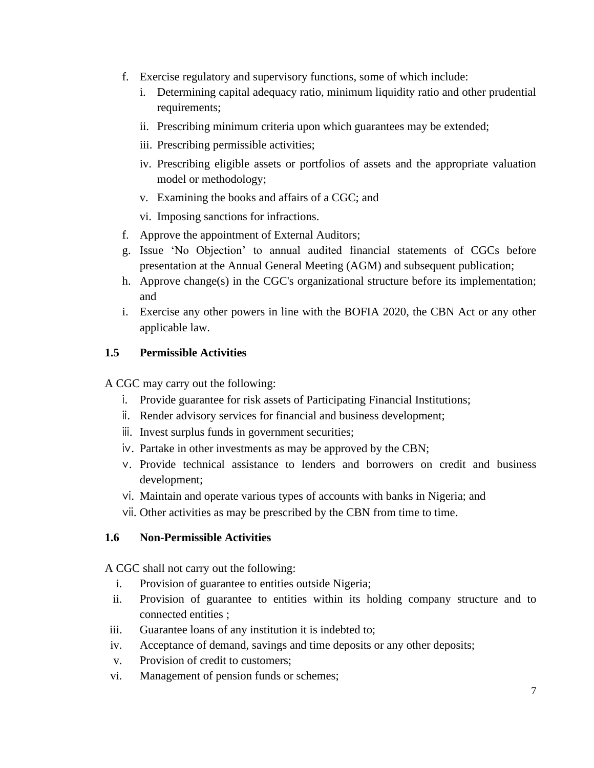f. Exercise regulatory and supervisory functions, some of which include:
    i. Determining capital adequacy ratio, minimum liquidity ratio and other prudential requirements;
    ii. Prescribing minimum criteria upon which guarantees may be extended;
    iii. Prescribing permissible activities;
    iv. Prescribing eligible assets or portfolios of assets and the appropriate valuation model or methodology;
    v. Examining the books and affairs of a CGC; and
    vi. Imposing sanctions for infractions.

f. Approve the appointment of External Auditors;

g. Issue 'No Objection' to annual audited financial statements of CGCs before presentation at the Annual General Meeting (AGM) and subsequent publication;

h. Approve change(s) in the CGC's organizational structure before its implementation; and

i. Exercise any other powers in line with the BOFIA 2020, the CBN Act or any other applicable law.

### 1.5 Permissible Activities

A CGC may carry out the following:

i. Provide guarantee for risk assets of Participating Financial Institutions;
ii. Render advisory services for financial and business development;
iii. Invest surplus funds in government securities;
iv. Partake in other investments as may be approved by the CBN;
v. Provide technical assistance to lenders and borrowers on credit and business development;
vi. Maintain and operate various types of accounts with banks in Nigeria; and
vii. Other activities as may be prescribed by the CBN from time to time.

### 1.6 Non-Permissible Activities

A CGC shall not carry out the following:

i. Provision of guarantee to entities outside Nigeria;
ii. Provision of guarantee to entities within its holding company structure and to connected entities ;
iii. Guarantee loans of any institution it is indebted to;
iv. Acceptance of demand, savings and time deposits or any other deposits;
v. Provision of credit to customers;
vi. Management of pension funds or schemes;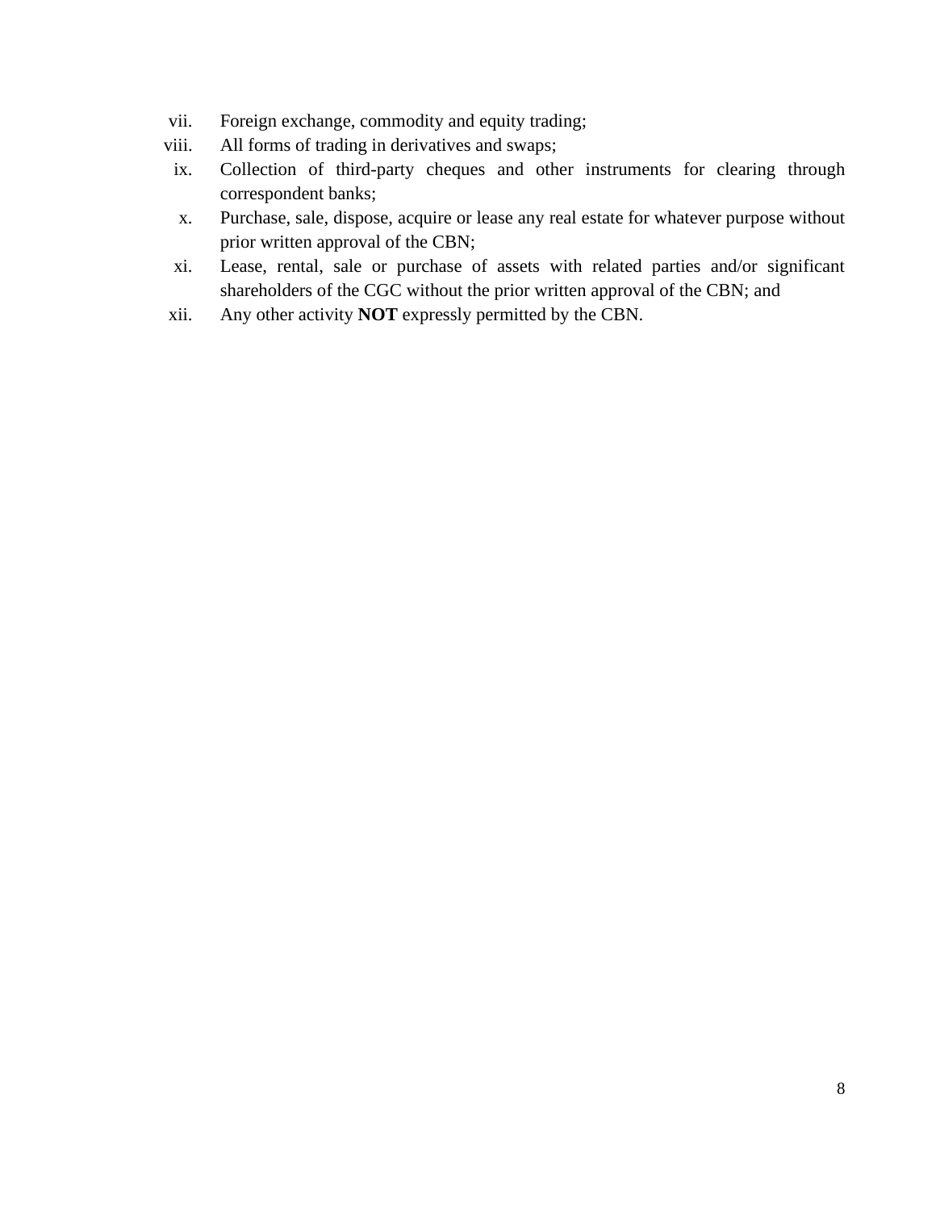vii. Foreign exchange, commodity and equity trading;

viii. All forms of trading in derivatives and swaps;

ix. Collection of third-party cheques and other instruments for clearing through correspondent banks;

x. Purchase, sale, dispose, acquire or lease any real estate for whatever purpose without prior written approval of the CBN;

xi. Lease, rental, sale or purchase of assets with related parties and/or significant shareholders of the CGC without the prior written approval of the CBN; and

xii. Any other activity **NOT** expressly permitted by the CBN.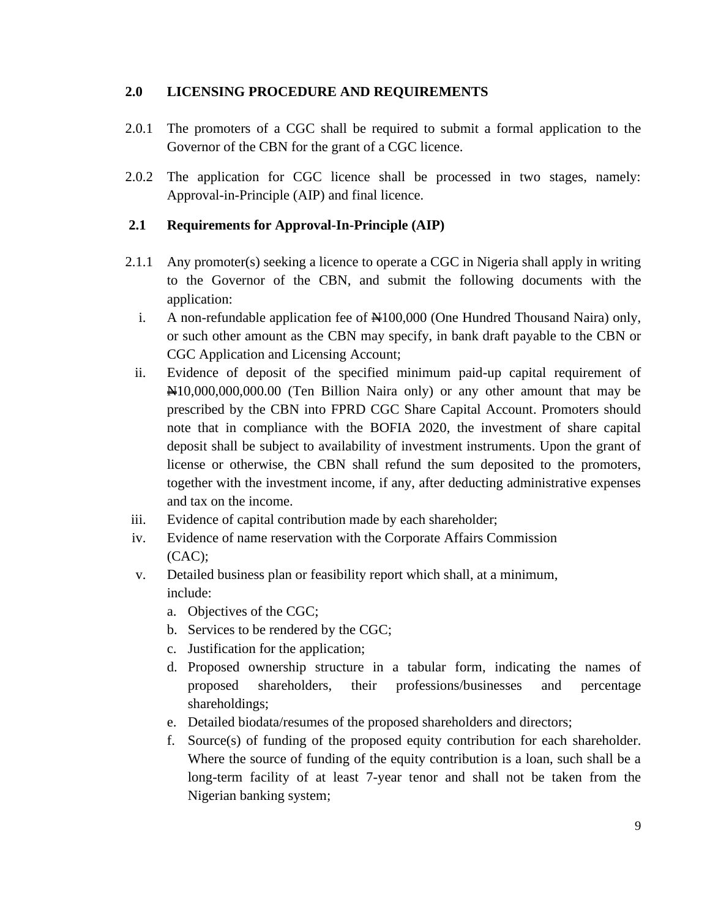## 2.0 LICENSING PROCEDURE AND REQUIREMENTS

2.0.1 The promoters of a CGC shall be required to submit a formal application to the Governor of the CBN for the grant of a CGC licence.

2.0.2 The application for CGC licence shall be processed in two stages, namely: Approval-in-Principle (AIP) and final licence.

### 2.1 Requirements for Approval-In-Principle (AIP)

2.1.1 Any promoter(s) seeking a licence to operate a CGC in Nigeria shall apply in writing to the Governor of the CBN, and submit the following documents with the application:

i. A non-refundable application fee of ₦100,000 (One Hundred Thousand Naira) only, or such other amount as the CBN may specify, in bank draft payable to the CBN or CGC Application and Licensing Account;

ii. Evidence of deposit of the specified minimum paid-up capital requirement of ₦10,000,000,000.00 (Ten Billion Naira only) or any other amount that may be prescribed by the CBN into FPRD CGC Share Capital Account. Promoters should note that in compliance with the BOFIA 2020, the investment of share capital deposit shall be subject to availability of investment instruments. Upon the grant of license or otherwise, the CBN shall refund the sum deposited to the promoters, together with the investment income, if any, after deducting administrative expenses and tax on the income.

iii. Evidence of capital contribution made by each shareholder;

iv. Evidence of name reservation with the Corporate Affairs Commission (CAC);

v. Detailed business plan or feasibility report which shall, at a minimum, include:

   a. Objectives of the CGC;
   b. Services to be rendered by the CGC;
   c. Justification for the application;
   d. Proposed ownership structure in a tabular form, indicating the names of proposed shareholders, their professions/businesses and percentage shareholdings;
   e. Detailed biodata/resumes of the proposed shareholders and directors;
   f. Source(s) of funding of the proposed equity contribution for each shareholder. Where the source of funding of the equity contribution is a loan, such shall be a long-term facility of at least 7-year tenor and shall not be taken from the Nigerian banking system;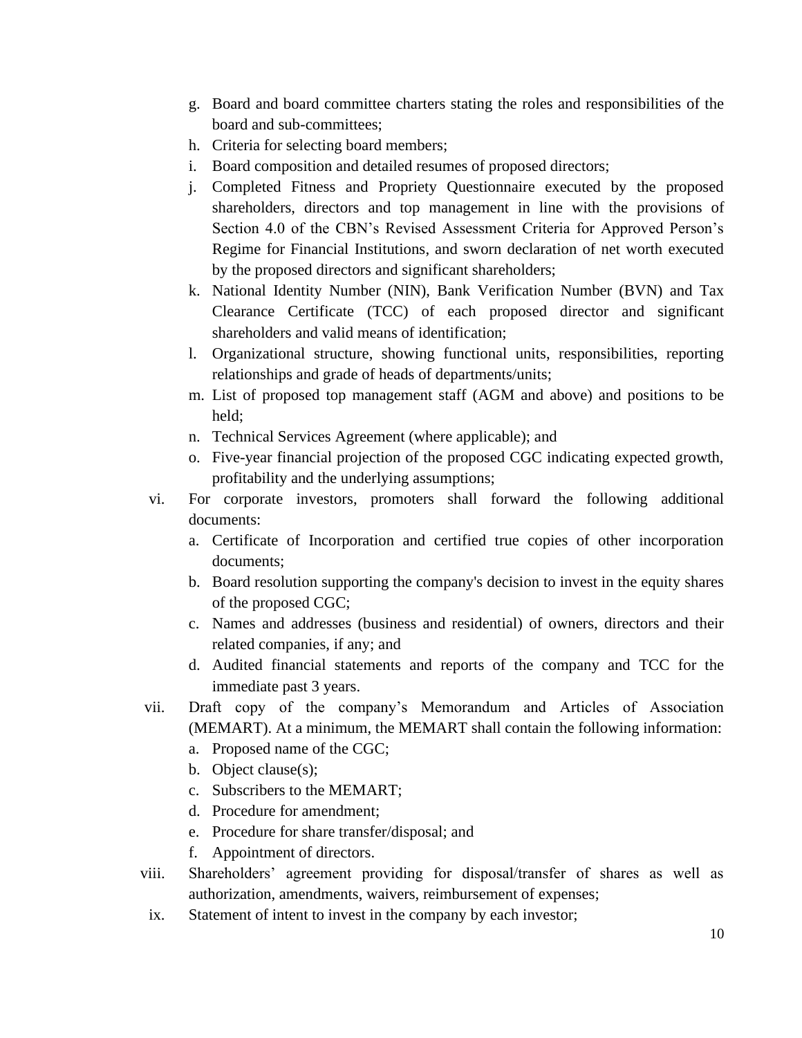g. Board and board committee charters stating the roles and responsibilities of the board and sub-committees;
   h. Criteria for selecting board members;
   i. Board composition and detailed resumes of proposed directors;
   j. Completed Fitness and Propriety Questionnaire executed by the proposed shareholders, directors and top management in line with the provisions of Section 4.0 of the CBN's Revised Assessment Criteria for Approved Person's Regime for Financial Institutions, and sworn declaration of net worth executed by the proposed directors and significant shareholders;
   k. National Identity Number (NIN), Bank Verification Number (BVN) and Tax Clearance Certificate (TCC) of each proposed director and significant shareholders and valid means of identification;
   l. Organizational structure, showing functional units, responsibilities, reporting relationships and grade of heads of departments/units;
   m. List of proposed top management staff (AGM and above) and positions to be held;
   n. Technical Services Agreement (where applicable); and
   o. Five-year financial projection of the proposed CGC indicating expected growth, profitability and the underlying assumptions;

vi. For corporate investors, promoters shall forward the following additional documents:
   a. Certificate of Incorporation and certified true copies of other incorporation documents;
   b. Board resolution supporting the company's decision to invest in the equity shares of the proposed CGC;
   c. Names and addresses (business and residential) of owners, directors and their related companies, if any; and
   d. Audited financial statements and reports of the company and TCC for the immediate past 3 years.

vii. Draft copy of the company's Memorandum and Articles of Association (MEMART). At a minimum, the MEMART shall contain the following information:
   a. Proposed name of the CGC;
   b. Object clause(s);
   c. Subscribers to the MEMART;
   d. Procedure for amendment;
   e. Procedure for share transfer/disposal; and
   f. Appointment of directors.

viii. Shareholders' agreement providing for disposal/transfer of shares as well as authorization, amendments, waivers, reimbursement of expenses;

ix. Statement of intent to invest in the company by each investor;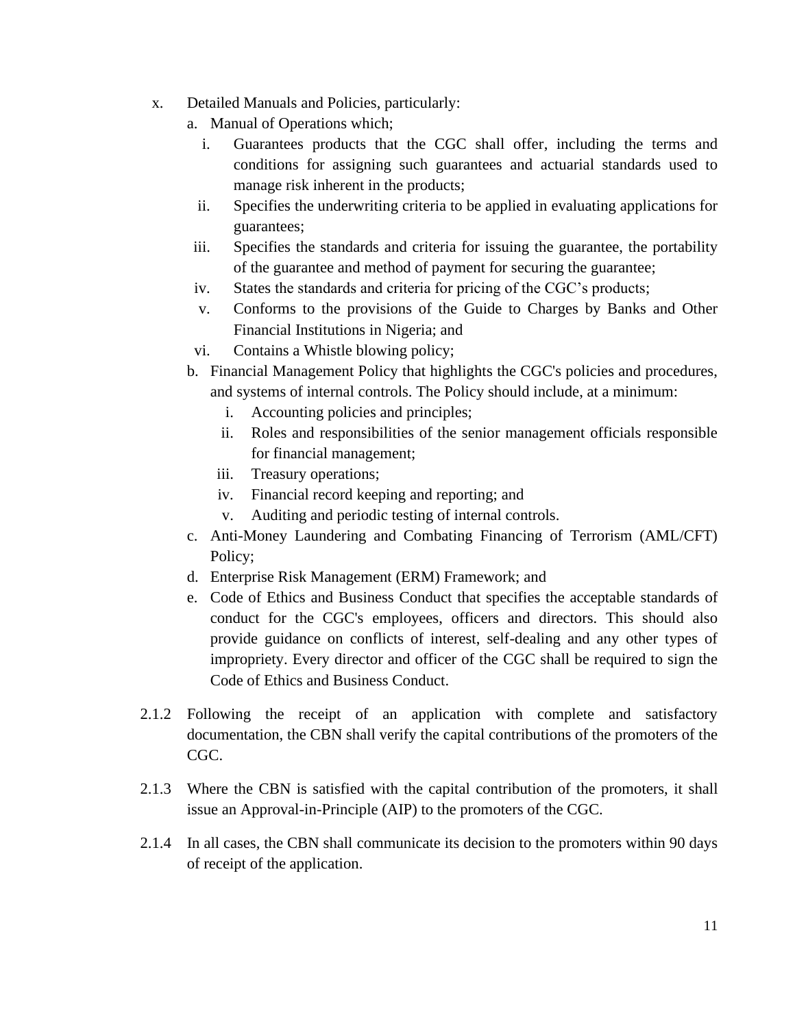x. Detailed Manuals and Policies, particularly:

   a. Manual of Operations which;

      i. Guarantees products that the CGC shall offer, including the terms and conditions for assigning such guarantees and actuarial standards used to manage risk inherent in the products;

      ii. Specifies the underwriting criteria to be applied in evaluating applications for guarantees;

      iii. Specifies the standards and criteria for issuing the guarantee, the portability of the guarantee and method of payment for securing the guarantee;

      iv. States the standards and criteria for pricing of the CGC's products;

      v. Conforms to the provisions of the Guide to Charges by Banks and Other Financial Institutions in Nigeria; and

      vi. Contains a Whistle blowing policy;

   b. Financial Management Policy that highlights the CGC's policies and procedures, and systems of internal controls. The Policy should include, at a minimum:

      i. Accounting policies and principles;

      ii. Roles and responsibilities of the senior management officials responsible for financial management;

      iii. Treasury operations;

      iv. Financial record keeping and reporting; and

      v. Auditing and periodic testing of internal controls.

   c. Anti-Money Laundering and Combating Financing of Terrorism (AML/CFT) Policy;

   d. Enterprise Risk Management (ERM) Framework; and

   e. Code of Ethics and Business Conduct that specifies the acceptable standards of conduct for the CGC's employees, officers and directors. This should also provide guidance on conflicts of interest, self-dealing and any other types of impropriety. Every director and officer of the CGC shall be required to sign the Code of Ethics and Business Conduct.

2.1.2 Following the receipt of an application with complete and satisfactory documentation, the CBN shall verify the capital contributions of the promoters of the CGC.

2.1.3 Where the CBN is satisfied with the capital contribution of the promoters, it shall issue an Approval-in-Principle (AIP) to the promoters of the CGC.

2.1.4 In all cases, the CBN shall communicate its decision to the promoters within 90 days of receipt of the application.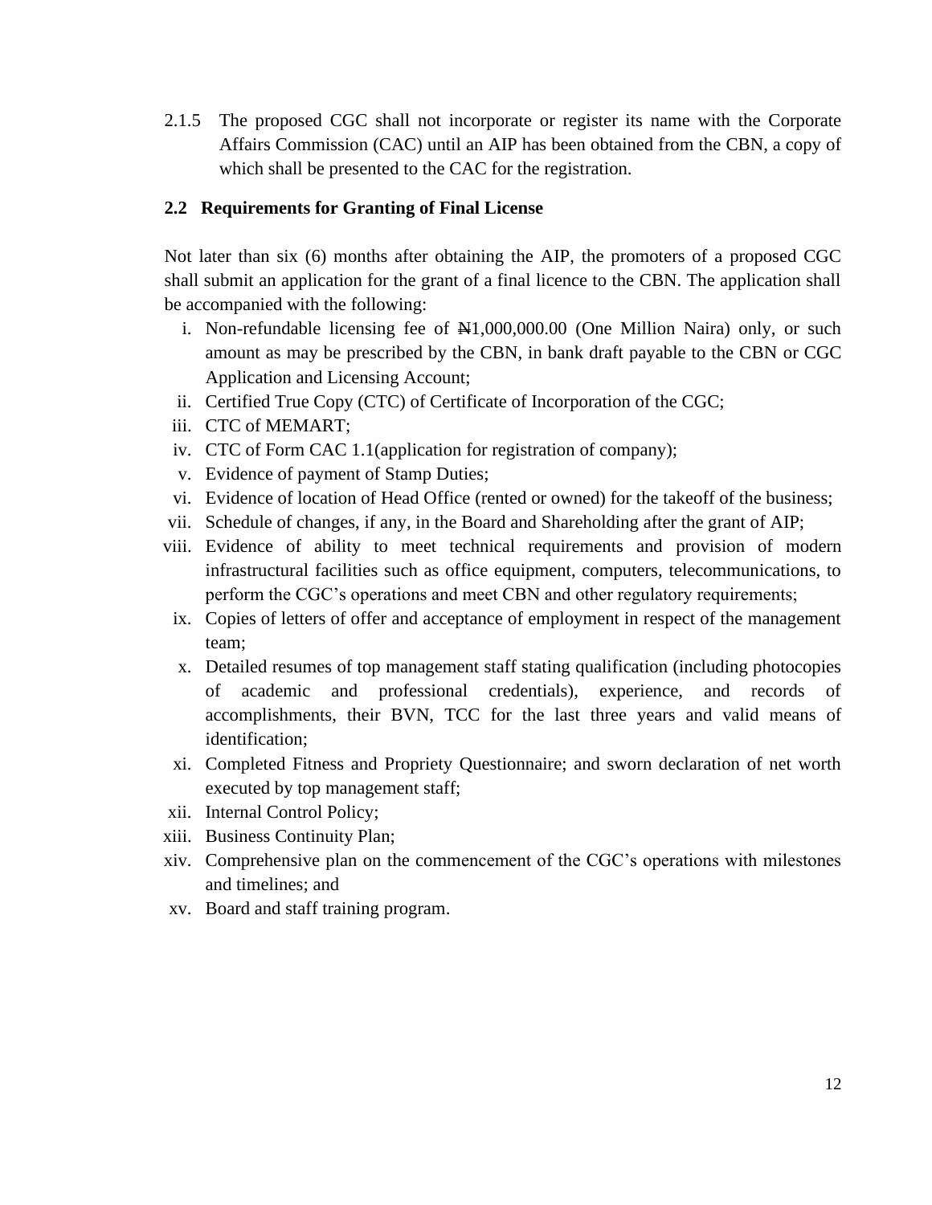2.1.5 The proposed CGC shall not incorporate or register its name with the Corporate Affairs Commission (CAC) until an AIP has been obtained from the CBN, a copy of which shall be presented to the CAC for the registration.

### 2.2 Requirements for Granting of Final License

Not later than six (6) months after obtaining the AIP, the promoters of a proposed CGC shall submit an application for the grant of a final licence to the CBN. The application shall be accompanied with the following:

i. Non-refundable licensing fee of ₦1,000,000.00 (One Million Naira) only, or such amount as may be prescribed by the CBN, in bank draft payable to the CBN or CGC Application and Licensing Account;
ii. Certified True Copy (CTC) of Certificate of Incorporation of the CGC;
iii. CTC of MEMART;
iv. CTC of Form CAC 1.1(application for registration of company);
v. Evidence of payment of Stamp Duties;
vi. Evidence of location of Head Office (rented or owned) for the takeoff of the business;
vii. Schedule of changes, if any, in the Board and Shareholding after the grant of AIP;
viii. Evidence of ability to meet technical requirements and provision of modern infrastructural facilities such as office equipment, computers, telecommunications, to perform the CGC's operations and meet CBN and other regulatory requirements;
ix. Copies of letters of offer and acceptance of employment in respect of the management team;
x. Detailed resumes of top management staff stating qualification (including photocopies of academic and professional credentials), experience, and records of accomplishments, their BVN, TCC for the last three years and valid means of identification;
xi. Completed Fitness and Propriety Questionnaire; and sworn declaration of net worth executed by top management staff;
xii. Internal Control Policy;
xiii. Business Continuity Plan;
xiv. Comprehensive plan on the commencement of the CGC's operations with milestones and timelines; and
xv. Board and staff training program.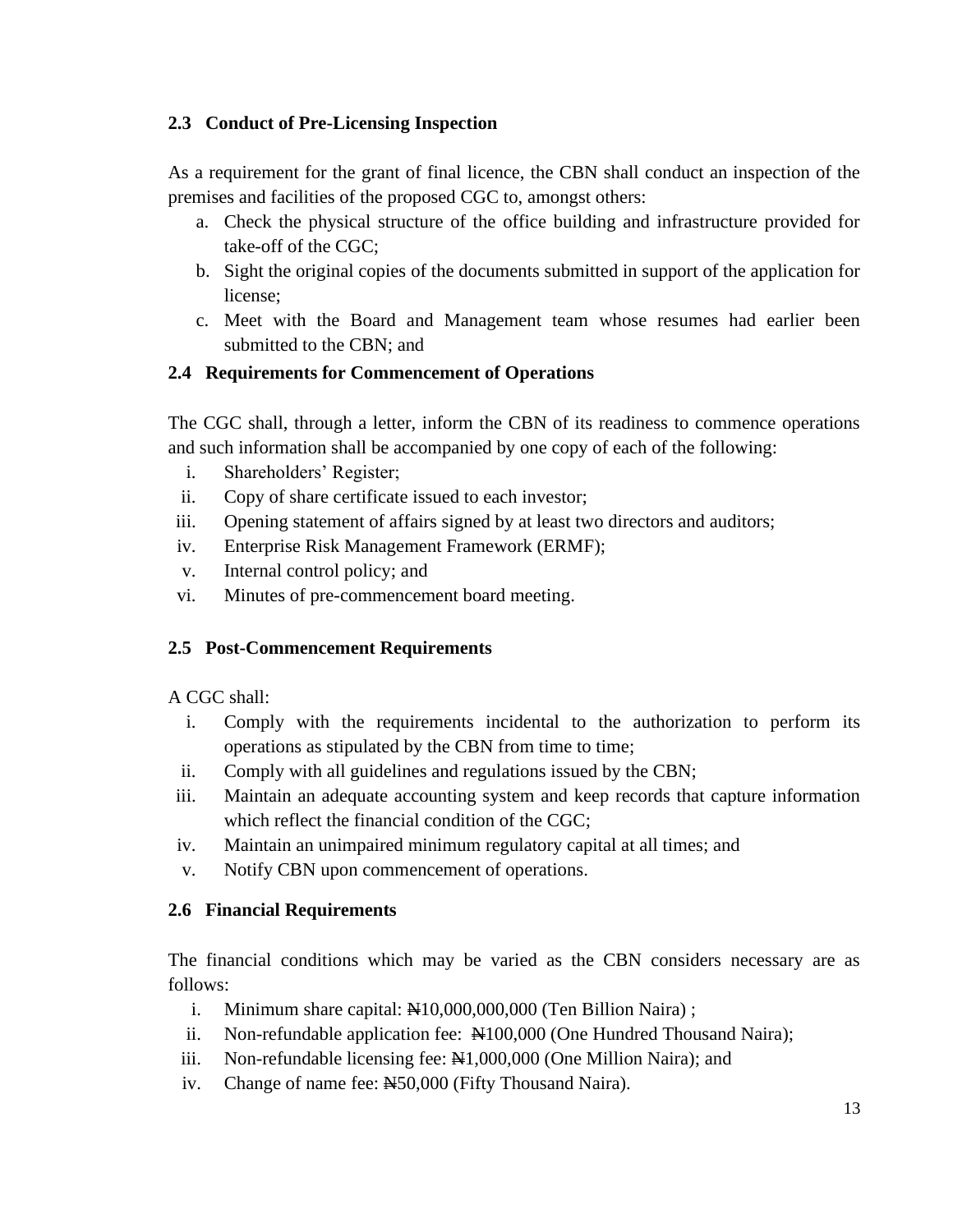### 2.3 Conduct of Pre-Licensing Inspection

As a requirement for the grant of final licence, the CBN shall conduct an inspection of the premises and facilities of the proposed CGC to, amongst others:

a. Check the physical structure of the office building and infrastructure provided for take-off of the CGC;
b. Sight the original copies of the documents submitted in support of the application for license;
c. Meet with the Board and Management team whose resumes had earlier been submitted to the CBN; and

### 2.4 Requirements for Commencement of Operations

The CGC shall, through a letter, inform the CBN of its readiness to commence operations and such information shall be accompanied by one copy of each of the following:

i. Shareholders' Register;
ii. Copy of share certificate issued to each investor;
iii. Opening statement of affairs signed by at least two directors and auditors;
iv. Enterprise Risk Management Framework (ERMF);
v. Internal control policy; and
vi. Minutes of pre-commencement board meeting.

### 2.5 Post-Commencement Requirements

A CGC shall:

i. Comply with the requirements incidental to the authorization to perform its operations as stipulated by the CBN from time to time;
ii. Comply with all guidelines and regulations issued by the CBN;
iii. Maintain an adequate accounting system and keep records that capture information which reflect the financial condition of the CGC;
iv. Maintain an unimpaired minimum regulatory capital at all times; and
v. Notify CBN upon commencement of operations.

### 2.6 Financial Requirements

The financial conditions which may be varied as the CBN considers necessary are as follows:

i. Minimum share capital: ₦10,000,000,000 (Ten Billion Naira) ;
ii. Non-refundable application fee: ₦100,000 (One Hundred Thousand Naira);
iii. Non-refundable licensing fee: ₦1,000,000 (One Million Naira); and
iv. Change of name fee: ₦50,000 (Fifty Thousand Naira).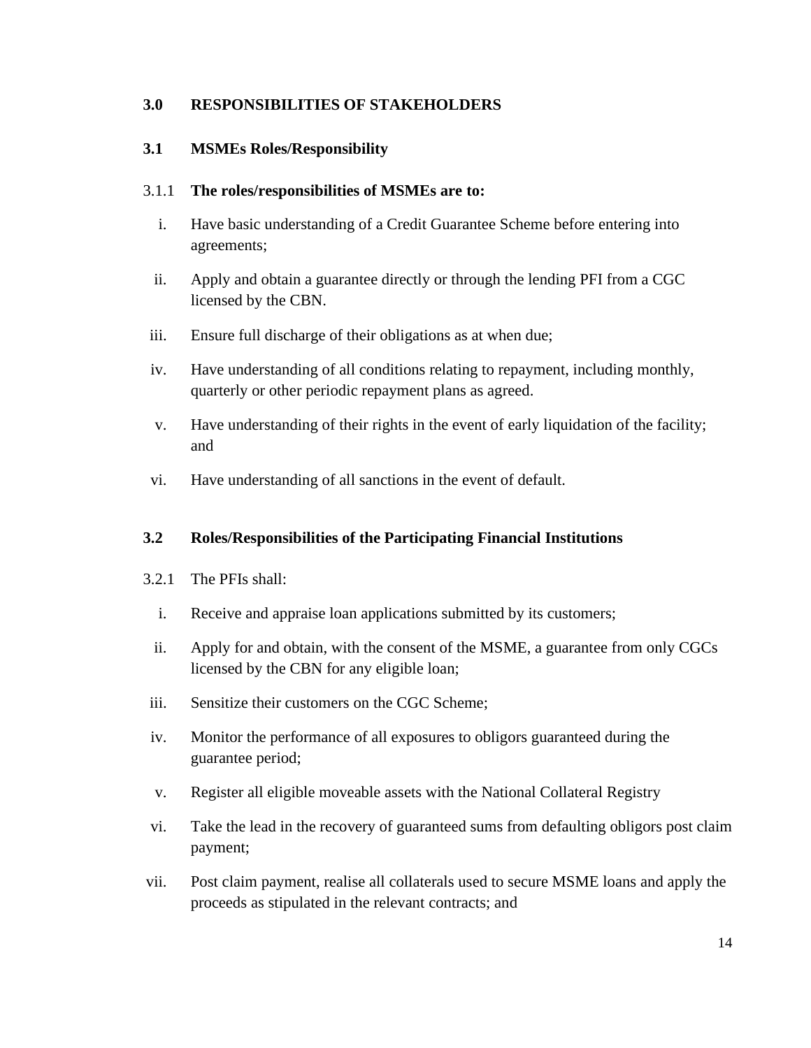## 3.0 RESPONSIBILITIES OF STAKEHOLDERS

### 3.1 MSMEs Roles/Responsibility

3.1.1 **The roles/responsibilities of MSMEs are to:**

i. Have basic understanding of a Credit Guarantee Scheme before entering into agreements;

ii. Apply and obtain a guarantee directly or through the lending PFI from a CGC licensed by the CBN.

iii. Ensure full discharge of their obligations as at when due;

iv. Have understanding of all conditions relating to repayment, including monthly, quarterly or other periodic repayment plans as agreed.

v. Have understanding of their rights in the event of early liquidation of the facility; and

vi. Have understanding of all sanctions in the event of default.

### 3.2 Roles/Responsibilities of the Participating Financial Institutions

3.2.1 The PFIs shall:

i. Receive and appraise loan applications submitted by its customers;

ii. Apply for and obtain, with the consent of the MSME, a guarantee from only CGCs licensed by the CBN for any eligible loan;

iii. Sensitize their customers on the CGC Scheme;

iv. Monitor the performance of all exposures to obligors guaranteed during the guarantee period;

v. Register all eligible moveable assets with the National Collateral Registry

vi. Take the lead in the recovery of guaranteed sums from defaulting obligors post claim payment;

vii. Post claim payment, realise all collaterals used to secure MSME loans and apply the proceeds as stipulated in the relevant contracts; and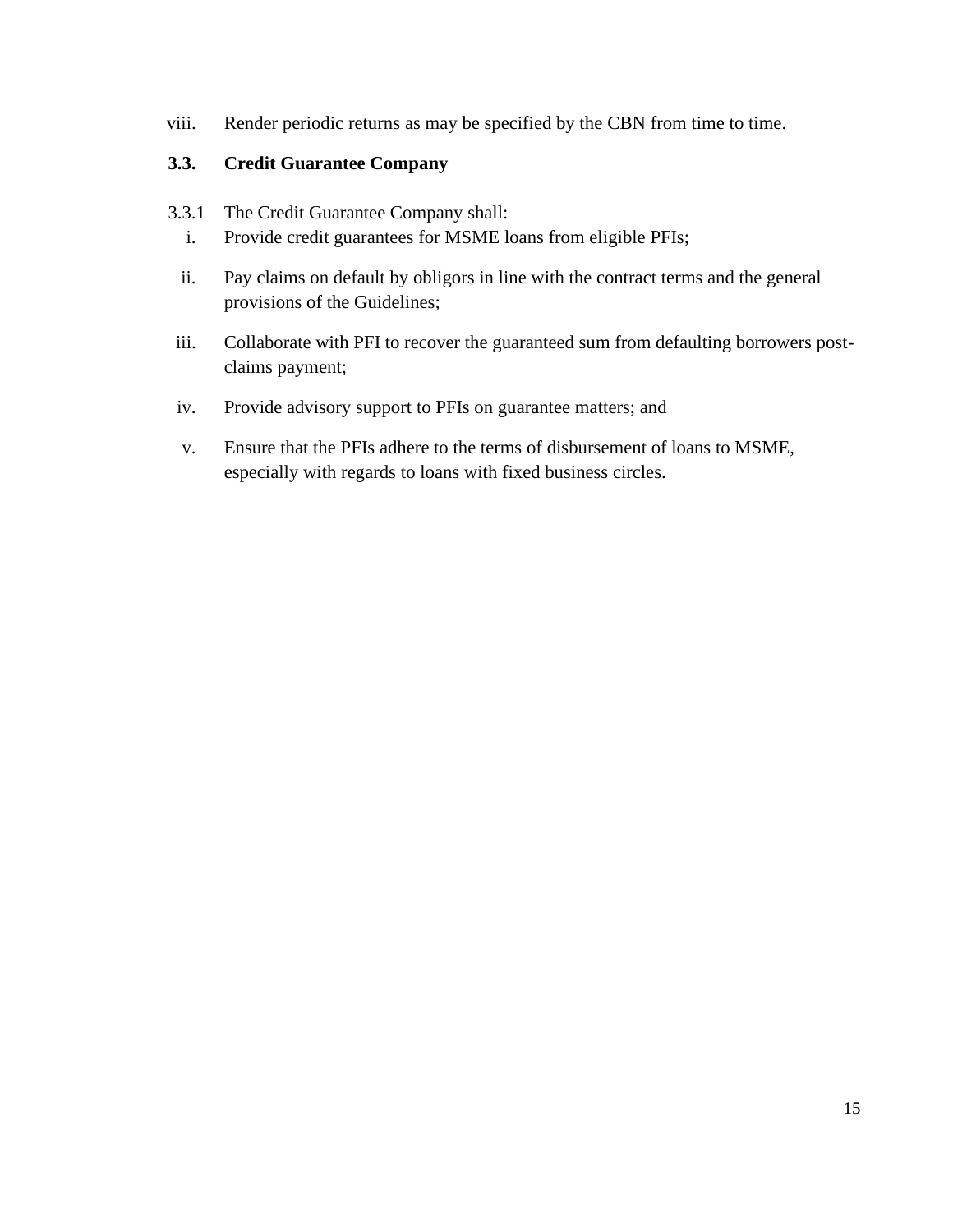viii. Render periodic returns as may be specified by the CBN from time to time.

### 3.3. Credit Guarantee Company

3.3.1 The Credit Guarantee Company shall:

i. Provide credit guarantees for MSME loans from eligible PFIs;

ii. Pay claims on default by obligors in line with the contract terms and the general provisions of the Guidelines;

iii. Collaborate with PFI to recover the guaranteed sum from defaulting borrowers post-claims payment;

iv. Provide advisory support to PFIs on guarantee matters; and

v. Ensure that the PFIs adhere to the terms of disbursement of loans to MSME, especially with regards to loans with fixed business circles.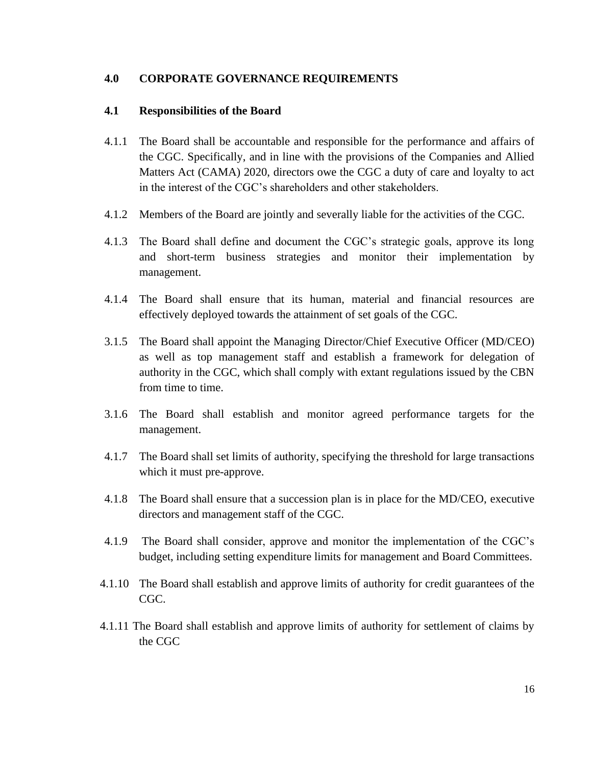## 4.0 CORPORATE GOVERNANCE REQUIREMENTS

### 4.1 Responsibilities of the Board

4.1.1 The Board shall be accountable and responsible for the performance and affairs of the CGC. Specifically, and in line with the provisions of the Companies and Allied Matters Act (CAMA) 2020, directors owe the CGC a duty of care and loyalty to act in the interest of the CGC's shareholders and other stakeholders.

4.1.2 Members of the Board are jointly and severally liable for the activities of the CGC.

4.1.3 The Board shall define and document the CGC's strategic goals, approve its long and short-term business strategies and monitor their implementation by management.

4.1.4 The Board shall ensure that its human, material and financial resources are effectively deployed towards the attainment of set goals of the CGC.

3.1.5 The Board shall appoint the Managing Director/Chief Executive Officer (MD/CEO) as well as top management staff and establish a framework for delegation of authority in the CGC, which shall comply with extant regulations issued by the CBN from time to time.

3.1.6 The Board shall establish and monitor agreed performance targets for the management.

4.1.7 The Board shall set limits of authority, specifying the threshold for large transactions which it must pre-approve.

4.1.8 The Board shall ensure that a succession plan is in place for the MD/CEO, executive directors and management staff of the CGC.

4.1.9 The Board shall consider, approve and monitor the implementation of the CGC's budget, including setting expenditure limits for management and Board Committees.

4.1.10 The Board shall establish and approve limits of authority for credit guarantees of the CGC.

4.1.11 The Board shall establish and approve limits of authority for settlement of claims by the CGC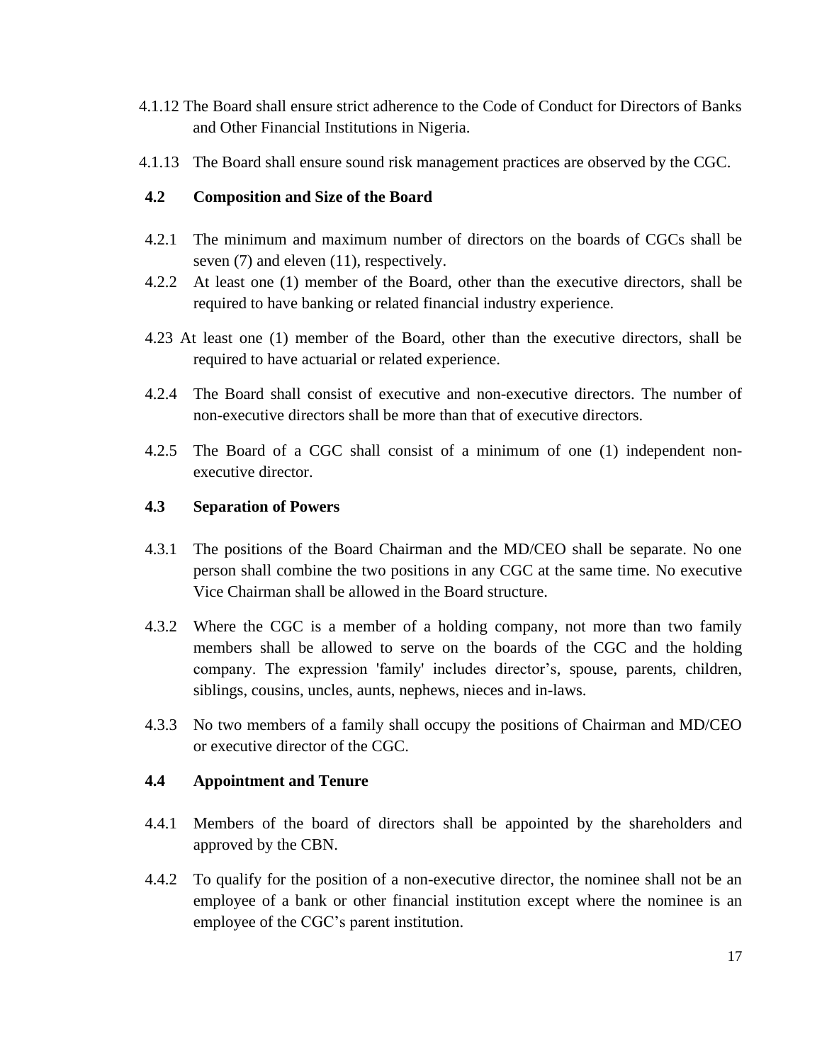4.1.12 The Board shall ensure strict adherence to the Code of Conduct for Directors of Banks and Other Financial Institutions in Nigeria.

4.1.13 The Board shall ensure sound risk management practices are observed by the CGC.

### 4.2 Composition and Size of the Board

4.2.1 The minimum and maximum number of directors on the boards of CGCs shall be seven (7) and eleven (11), respectively.

4.2.2 At least one (1) member of the Board, other than the executive directors, shall be required to have banking or related financial industry experience.

4.23 At least one (1) member of the Board, other than the executive directors, shall be required to have actuarial or related experience.

4.2.4 The Board shall consist of executive and non-executive directors. The number of non-executive directors shall be more than that of executive directors.

4.2.5 The Board of a CGC shall consist of a minimum of one (1) independent non-executive director.

### 4.3 Separation of Powers

4.3.1 The positions of the Board Chairman and the MD/CEO shall be separate. No one person shall combine the two positions in any CGC at the same time. No executive Vice Chairman shall be allowed in the Board structure.

4.3.2 Where the CGC is a member of a holding company, not more than two family members shall be allowed to serve on the boards of the CGC and the holding company. The expression 'family' includes director's, spouse, parents, children, siblings, cousins, uncles, aunts, nephews, nieces and in-laws.

4.3.3 No two members of a family shall occupy the positions of Chairman and MD/CEO or executive director of the CGC.

### 4.4 Appointment and Tenure

4.4.1 Members of the board of directors shall be appointed by the shareholders and approved by the CBN.

4.4.2 To qualify for the position of a non-executive director, the nominee shall not be an employee of a bank or other financial institution except where the nominee is an employee of the CGC's parent institution.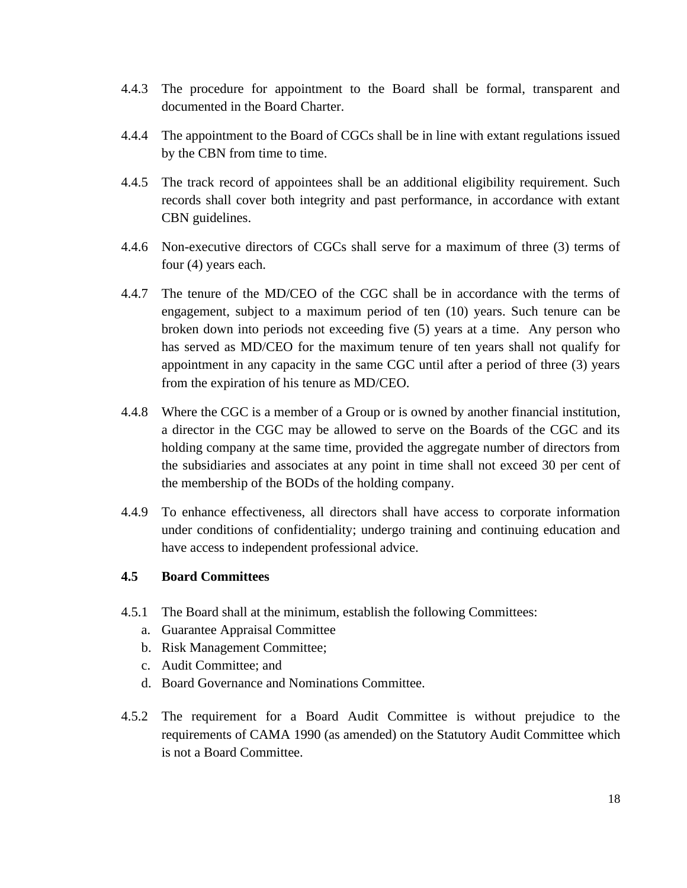4.4.3 The procedure for appointment to the Board shall be formal, transparent and documented in the Board Charter.

4.4.4 The appointment to the Board of CGCs shall be in line with extant regulations issued by the CBN from time to time.

4.4.5 The track record of appointees shall be an additional eligibility requirement. Such records shall cover both integrity and past performance, in accordance with extant CBN guidelines.

4.4.6 Non-executive directors of CGCs shall serve for a maximum of three (3) terms of four (4) years each.

4.4.7 The tenure of the MD/CEO of the CGC shall be in accordance with the terms of engagement, subject to a maximum period of ten (10) years. Such tenure can be broken down into periods not exceeding five (5) years at a time. Any person who has served as MD/CEO for the maximum tenure of ten years shall not qualify for appointment in any capacity in the same CGC until after a period of three (3) years from the expiration of his tenure as MD/CEO.

4.4.8 Where the CGC is a member of a Group or is owned by another financial institution, a director in the CGC may be allowed to serve on the Boards of the CGC and its holding company at the same time, provided the aggregate number of directors from the subsidiaries and associates at any point in time shall not exceed 30 per cent of the membership of the BODs of the holding company.

4.4.9 To enhance effectiveness, all directors shall have access to corporate information under conditions of confidentiality; undergo training and continuing education and have access to independent professional advice.

### 4.5 Board Committees

4.5.1 The Board shall at the minimum, establish the following Committees:

a. Guarantee Appraisal Committee
b. Risk Management Committee;
c. Audit Committee; and
d. Board Governance and Nominations Committee.

4.5.2 The requirement for a Board Audit Committee is without prejudice to the requirements of CAMA 1990 (as amended) on the Statutory Audit Committee which is not a Board Committee.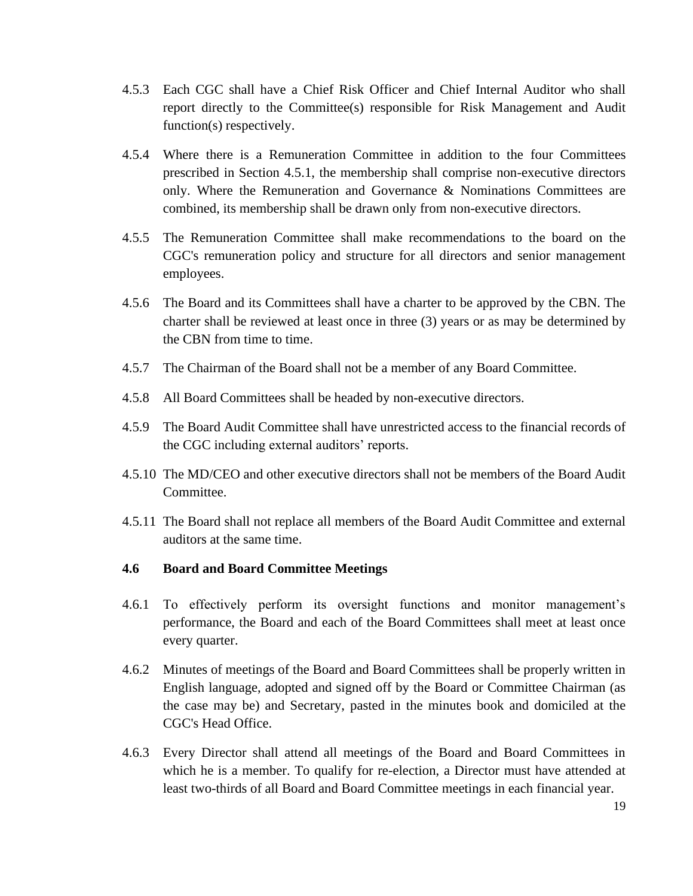4.5.3 Each CGC shall have a Chief Risk Officer and Chief Internal Auditor who shall report directly to the Committee(s) responsible for Risk Management and Audit function(s) respectively.

4.5.4 Where there is a Remuneration Committee in addition to the four Committees prescribed in Section 4.5.1, the membership shall comprise non-executive directors only. Where the Remuneration and Governance & Nominations Committees are combined, its membership shall be drawn only from non-executive directors.

4.5.5 The Remuneration Committee shall make recommendations to the board on the CGC's remuneration policy and structure for all directors and senior management employees.

4.5.6 The Board and its Committees shall have a charter to be approved by the CBN. The charter shall be reviewed at least once in three (3) years or as may be determined by the CBN from time to time.

4.5.7 The Chairman of the Board shall not be a member of any Board Committee.

4.5.8 All Board Committees shall be headed by non-executive directors.

4.5.9 The Board Audit Committee shall have unrestricted access to the financial records of the CGC including external auditors' reports.

4.5.10 The MD/CEO and other executive directors shall not be members of the Board Audit Committee.

4.5.11 The Board shall not replace all members of the Board Audit Committee and external auditors at the same time.

### 4.6 Board and Board Committee Meetings

4.6.1 To effectively perform its oversight functions and monitor management's performance, the Board and each of the Board Committees shall meet at least once every quarter.

4.6.2 Minutes of meetings of the Board and Board Committees shall be properly written in English language, adopted and signed off by the Board or Committee Chairman (as the case may be) and Secretary, pasted in the minutes book and domiciled at the CGC's Head Office.

4.6.3 Every Director shall attend all meetings of the Board and Board Committees in which he is a member. To qualify for re-election, a Director must have attended at least two-thirds of all Board and Board Committee meetings in each financial year.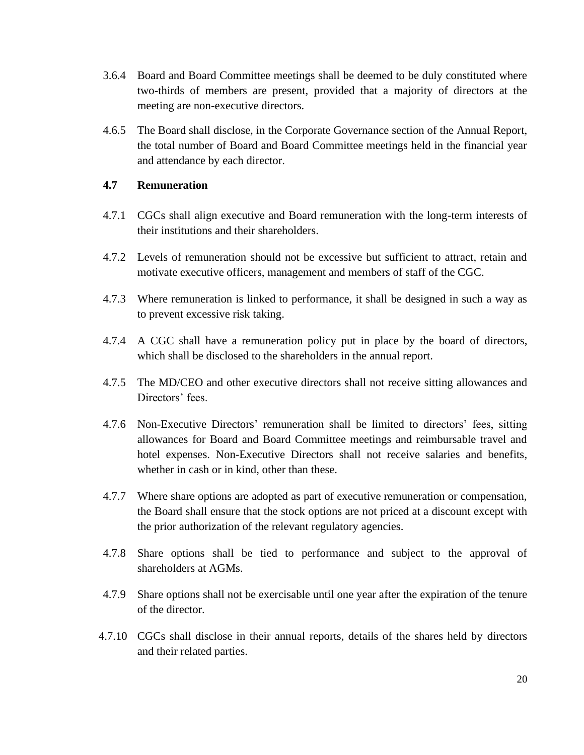3.6.4 Board and Board Committee meetings shall be deemed to be duly constituted where two-thirds of members are present, provided that a majority of directors at the meeting are non-executive directors.

4.6.5 The Board shall disclose, in the Corporate Governance section of the Annual Report, the total number of Board and Board Committee meetings held in the financial year and attendance by each director.

### 4.7 Remuneration

4.7.1 CGCs shall align executive and Board remuneration with the long-term interests of their institutions and their shareholders.

4.7.2 Levels of remuneration should not be excessive but sufficient to attract, retain and motivate executive officers, management and members of staff of the CGC.

4.7.3 Where remuneration is linked to performance, it shall be designed in such a way as to prevent excessive risk taking.

4.7.4 A CGC shall have a remuneration policy put in place by the board of directors, which shall be disclosed to the shareholders in the annual report.

4.7.5 The MD/CEO and other executive directors shall not receive sitting allowances and Directors' fees.

4.7.6 Non-Executive Directors' remuneration shall be limited to directors' fees, sitting allowances for Board and Board Committee meetings and reimbursable travel and hotel expenses. Non-Executive Directors shall not receive salaries and benefits, whether in cash or in kind, other than these.

4.7.7 Where share options are adopted as part of executive remuneration or compensation, the Board shall ensure that the stock options are not priced at a discount except with the prior authorization of the relevant regulatory agencies.

4.7.8 Share options shall be tied to performance and subject to the approval of shareholders at AGMs.

4.7.9 Share options shall not be exercisable until one year after the expiration of the tenure of the director.

4.7.10 CGCs shall disclose in their annual reports, details of the shares held by directors and their related parties.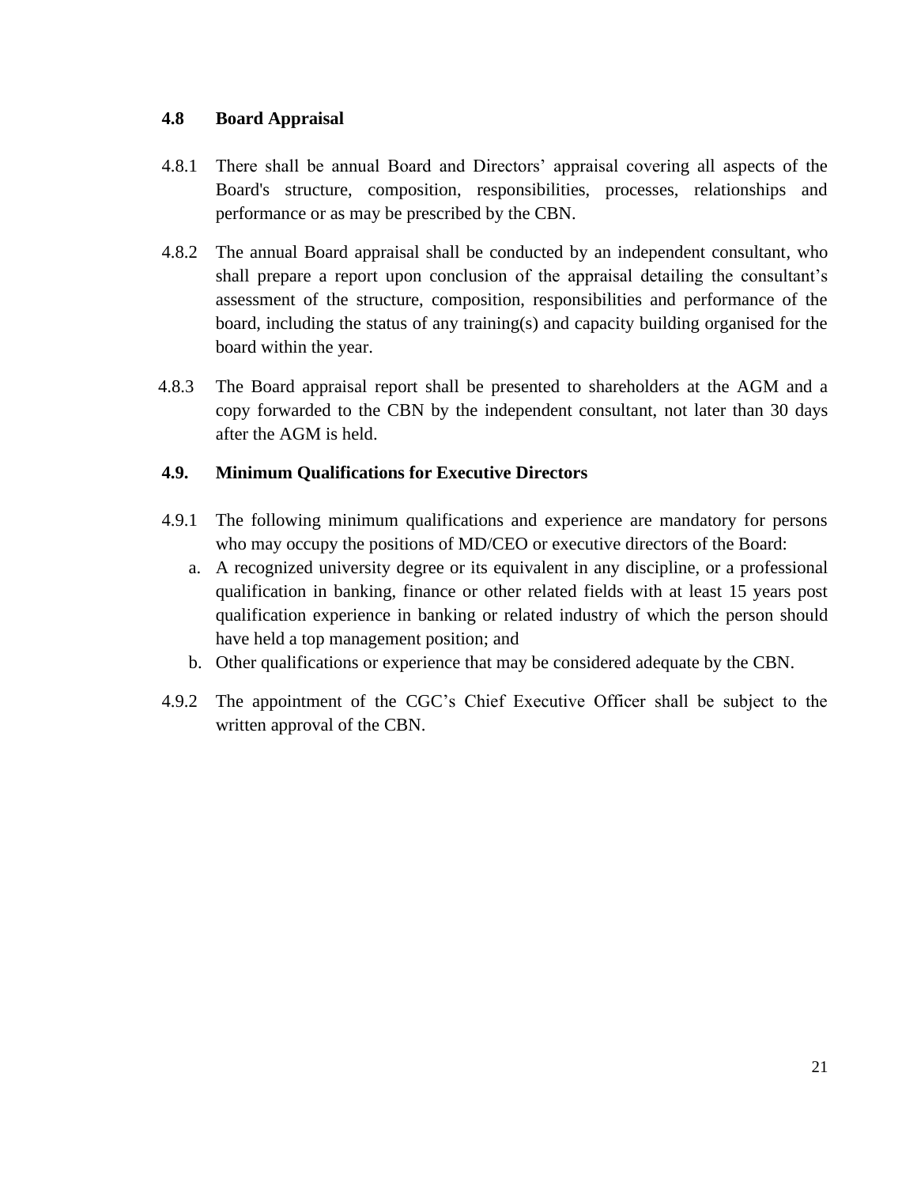### 4.8 Board Appraisal

4.8.1 There shall be annual Board and Directors' appraisal covering all aspects of the Board's structure, composition, responsibilities, processes, relationships and performance or as may be prescribed by the CBN.

4.8.2 The annual Board appraisal shall be conducted by an independent consultant, who shall prepare a report upon conclusion of the appraisal detailing the consultant's assessment of the structure, composition, responsibilities and performance of the board, including the status of any training(s) and capacity building organised for the board within the year.

4.8.3 The Board appraisal report shall be presented to shareholders at the AGM and a copy forwarded to the CBN by the independent consultant, not later than 30 days after the AGM is held.

### 4.9. Minimum Qualifications for Executive Directors

4.9.1 The following minimum qualifications and experience are mandatory for persons who may occupy the positions of MD/CEO or executive directors of the Board:

a. A recognized university degree or its equivalent in any discipline, or a professional qualification in banking, finance or other related fields with at least 15 years post qualification experience in banking or related industry of which the person should have held a top management position; and
b. Other qualifications or experience that may be considered adequate by the CBN.

4.9.2 The appointment of the CGC's Chief Executive Officer shall be subject to the written approval of the CBN.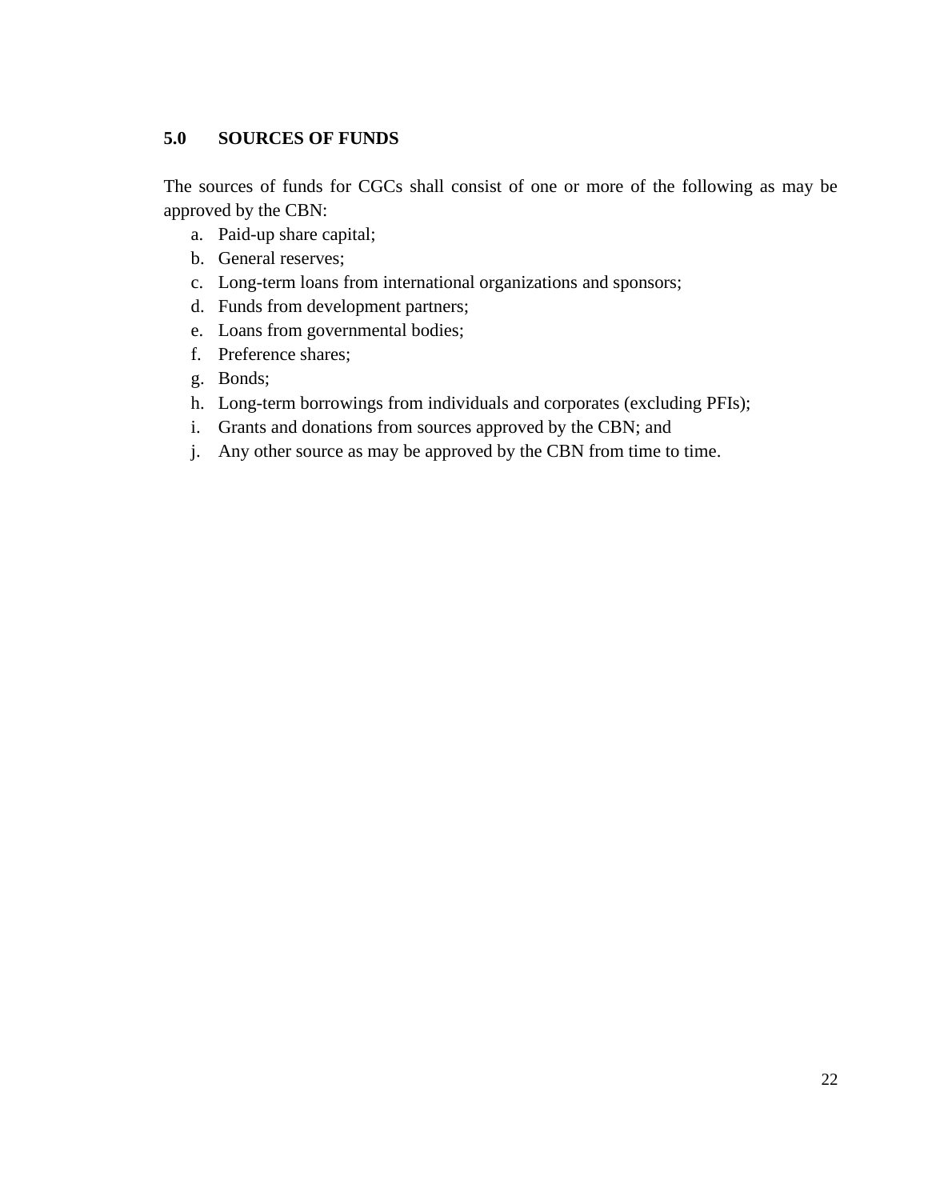## 5.0 SOURCES OF FUNDS

The sources of funds for CGCs shall consist of one or more of the following as may be approved by the CBN:

a. Paid-up share capital;
b. General reserves;
c. Long-term loans from international organizations and sponsors;
d. Funds from development partners;
e. Loans from governmental bodies;
f. Preference shares;
g. Bonds;
h. Long-term borrowings from individuals and corporates (excluding PFIs);
i. Grants and donations from sources approved by the CBN; and
j. Any other source as may be approved by the CBN from time to time.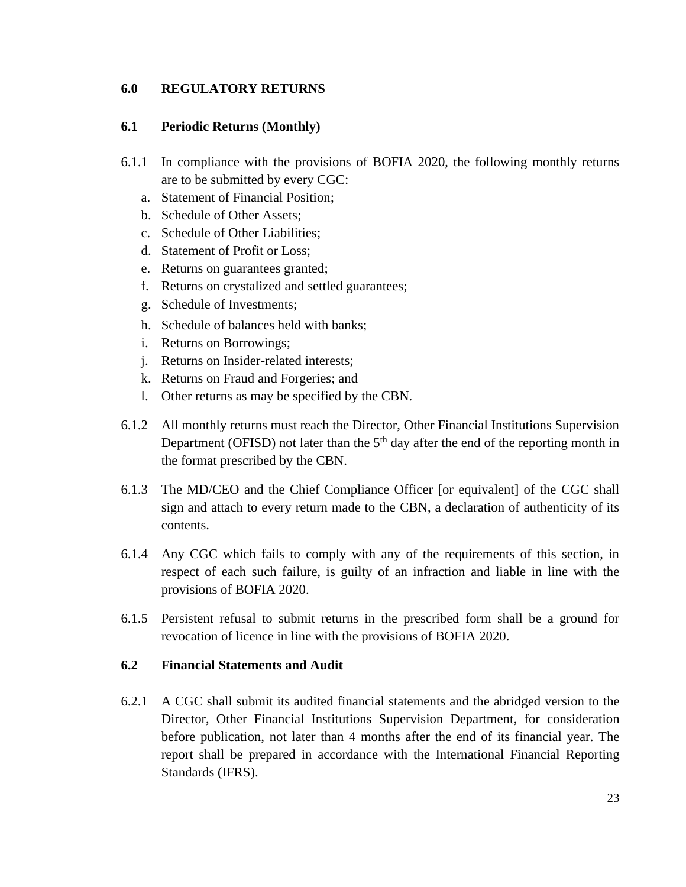## 6.0 REGULATORY RETURNS

### 6.1 Periodic Returns (Monthly)

6.1.1 In compliance with the provisions of BOFIA 2020, the following monthly returns are to be submitted by every CGC:

a. Statement of Financial Position;
b. Schedule of Other Assets;
c. Schedule of Other Liabilities;
d. Statement of Profit or Loss;
e. Returns on guarantees granted;
f. Returns on crystalized and settled guarantees;
g. Schedule of Investments;
h. Schedule of balances held with banks;
i. Returns on Borrowings;
j. Returns on Insider-related interests;
k. Returns on Fraud and Forgeries; and
l. Other returns as may be specified by the CBN.

6.1.2 All monthly returns must reach the Director, Other Financial Institutions Supervision Department (OFISD) not later than the 5th day after the end of the reporting month in the format prescribed by the CBN.

6.1.3 The MD/CEO and the Chief Compliance Officer [or equivalent] of the CGC shall sign and attach to every return made to the CBN, a declaration of authenticity of its contents.

6.1.4 Any CGC which fails to comply with any of the requirements of this section, in respect of each such failure, is guilty of an infraction and liable in line with the provisions of BOFIA 2020.

6.1.5 Persistent refusal to submit returns in the prescribed form shall be a ground for revocation of licence in line with the provisions of BOFIA 2020.

### 6.2 Financial Statements and Audit

6.2.1 A CGC shall submit its audited financial statements and the abridged version to the Director, Other Financial Institutions Supervision Department, for consideration before publication, not later than 4 months after the end of its financial year. The report shall be prepared in accordance with the International Financial Reporting Standards (IFRS).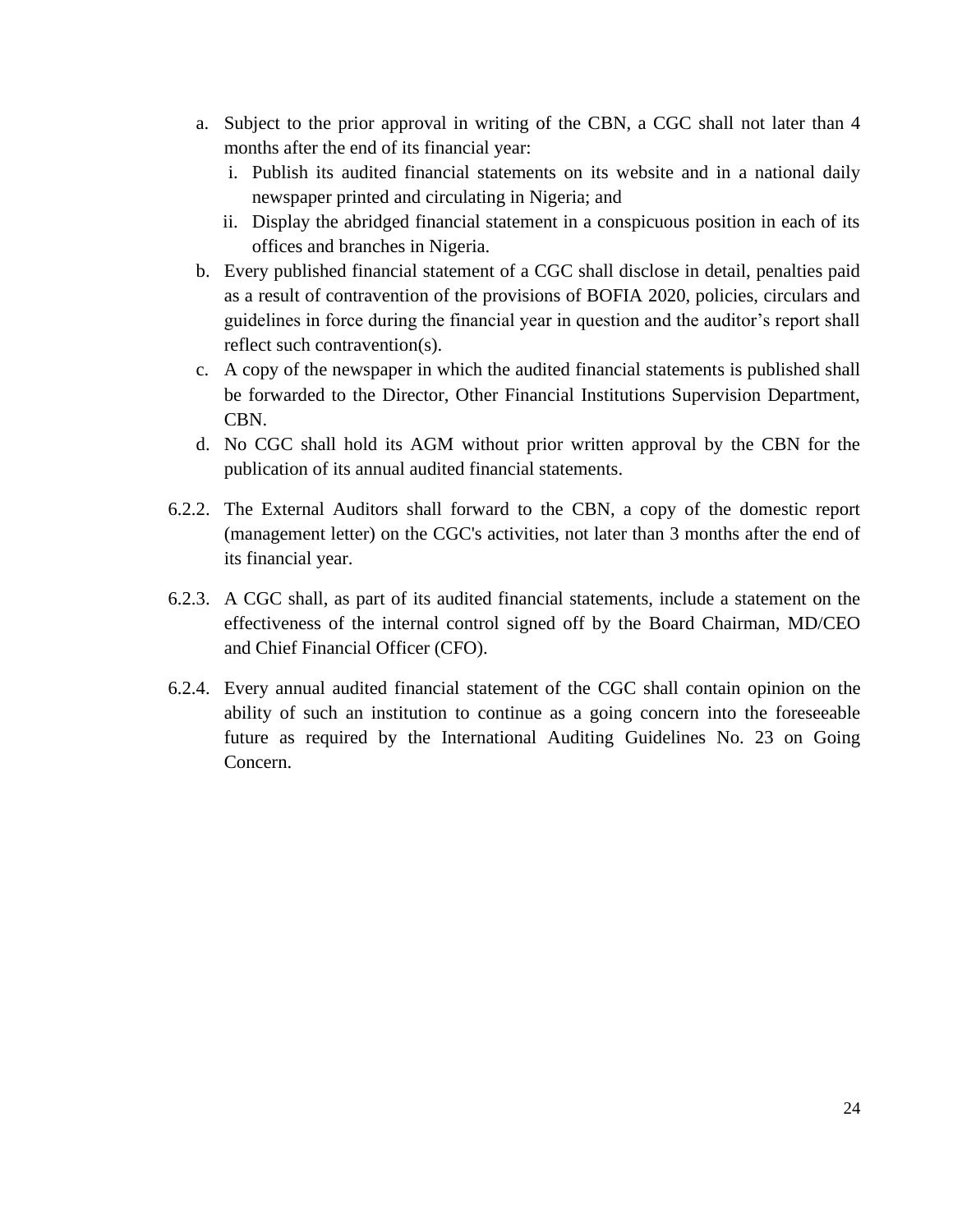a. Subject to the prior approval in writing of the CBN, a CGC shall not later than 4 months after the end of its financial year:
   i. Publish its audited financial statements on its website and in a national daily newspaper printed and circulating in Nigeria; and
   ii. Display the abridged financial statement in a conspicuous position in each of its offices and branches in Nigeria.
b. Every published financial statement of a CGC shall disclose in detail, penalties paid as a result of contravention of the provisions of BOFIA 2020, policies, circulars and guidelines in force during the financial year in question and the auditor's report shall reflect such contravention(s).
c. A copy of the newspaper in which the audited financial statements is published shall be forwarded to the Director, Other Financial Institutions Supervision Department, CBN.
d. No CGC shall hold its AGM without prior written approval by the CBN for the publication of its annual audited financial statements.

6.2.2. The External Auditors shall forward to the CBN, a copy of the domestic report (management letter) on the CGC's activities, not later than 3 months after the end of its financial year.

6.2.3. A CGC shall, as part of its audited financial statements, include a statement on the effectiveness of the internal control signed off by the Board Chairman, MD/CEO and Chief Financial Officer (CFO).

6.2.4. Every annual audited financial statement of the CGC shall contain opinion on the ability of such an institution to continue as a going concern into the foreseeable future as required by the International Auditing Guidelines No. 23 on Going Concern.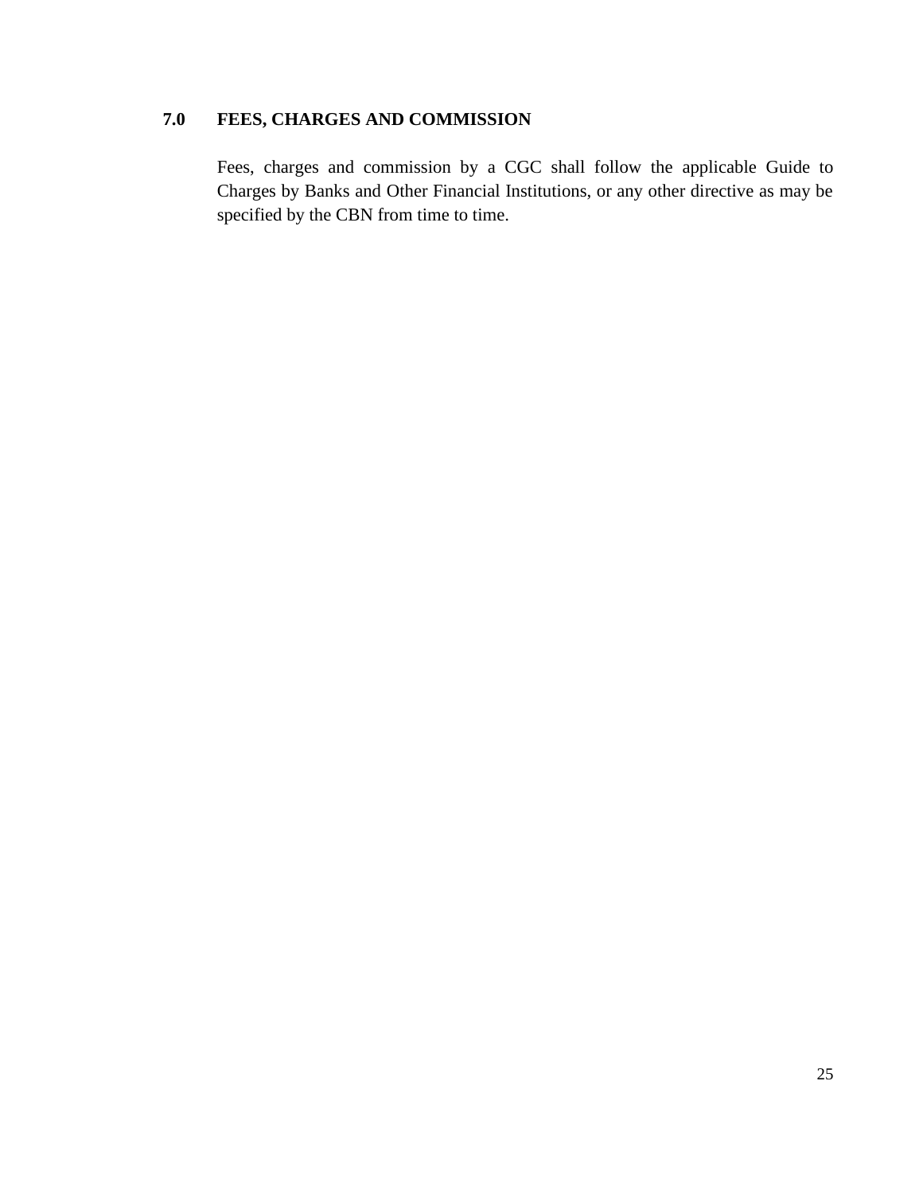## 7.0 FEES, CHARGES AND COMMISSION

Fees, charges and commission by a CGC shall follow the applicable Guide to Charges by Banks and Other Financial Institutions, or any other directive as may be specified by the CBN from time to time.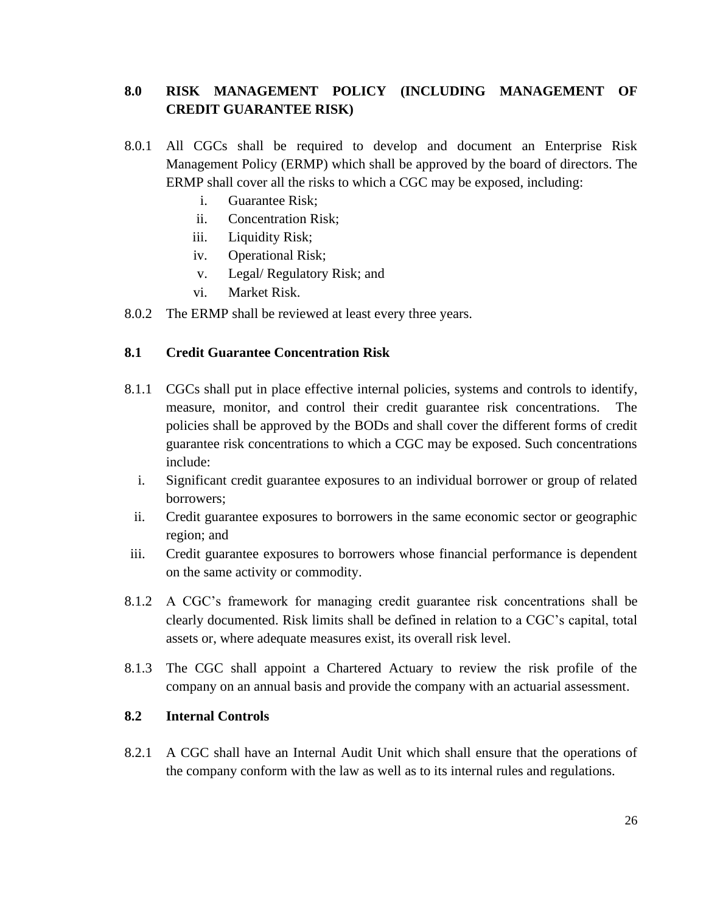## 8.0 RISK MANAGEMENT POLICY (INCLUDING MANAGEMENT OF CREDIT GUARANTEE RISK)

8.0.1 All CGCs shall be required to develop and document an Enterprise Risk Management Policy (ERMP) which shall be approved by the board of directors. The ERMP shall cover all the risks to which a CGC may be exposed, including:

i. Guarantee Risk;
ii. Concentration Risk;
iii. Liquidity Risk;
iv. Operational Risk;
v. Legal/ Regulatory Risk; and
vi. Market Risk.

8.0.2 The ERMP shall be reviewed at least every three years.

### 8.1 Credit Guarantee Concentration Risk

8.1.1 CGCs shall put in place effective internal policies, systems and controls to identify, measure, monitor, and control their credit guarantee risk concentrations. The policies shall be approved by the BODs and shall cover the different forms of credit guarantee risk concentrations to which a CGC may be exposed. Such concentrations include:

i. Significant credit guarantee exposures to an individual borrower or group of related borrowers;
ii. Credit guarantee exposures to borrowers in the same economic sector or geographic region; and
iii. Credit guarantee exposures to borrowers whose financial performance is dependent on the same activity or commodity.

8.1.2 A CGC's framework for managing credit guarantee risk concentrations shall be clearly documented. Risk limits shall be defined in relation to a CGC's capital, total assets or, where adequate measures exist, its overall risk level.

8.1.3 The CGC shall appoint a Chartered Actuary to review the risk profile of the company on an annual basis and provide the company with an actuarial assessment.

### 8.2 Internal Controls

8.2.1 A CGC shall have an Internal Audit Unit which shall ensure that the operations of the company conform with the law as well as to its internal rules and regulations.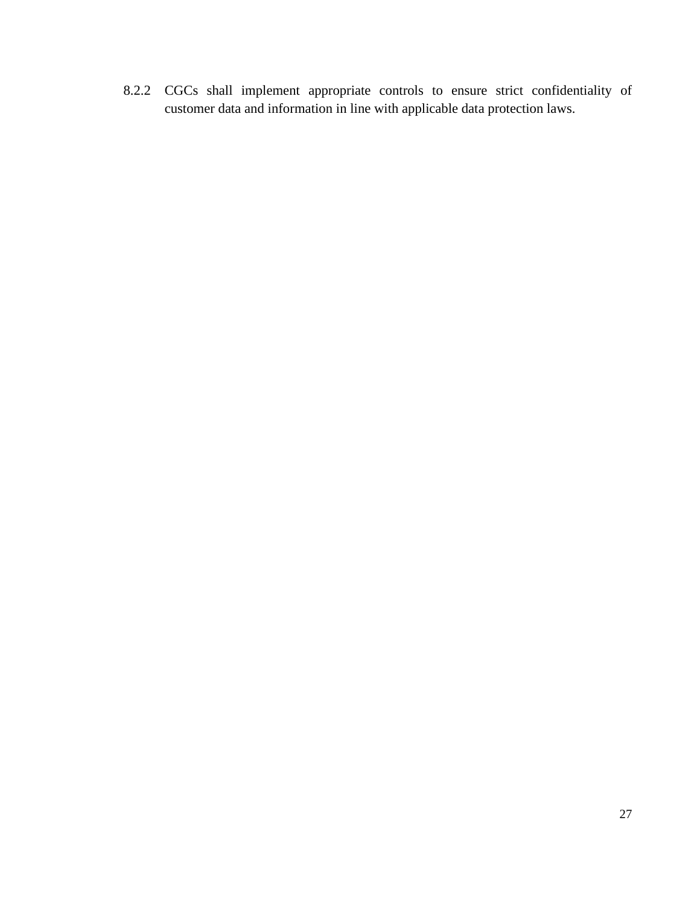8.2.2 CGCs shall implement appropriate controls to ensure strict confidentiality of customer data and information in line with applicable data protection laws.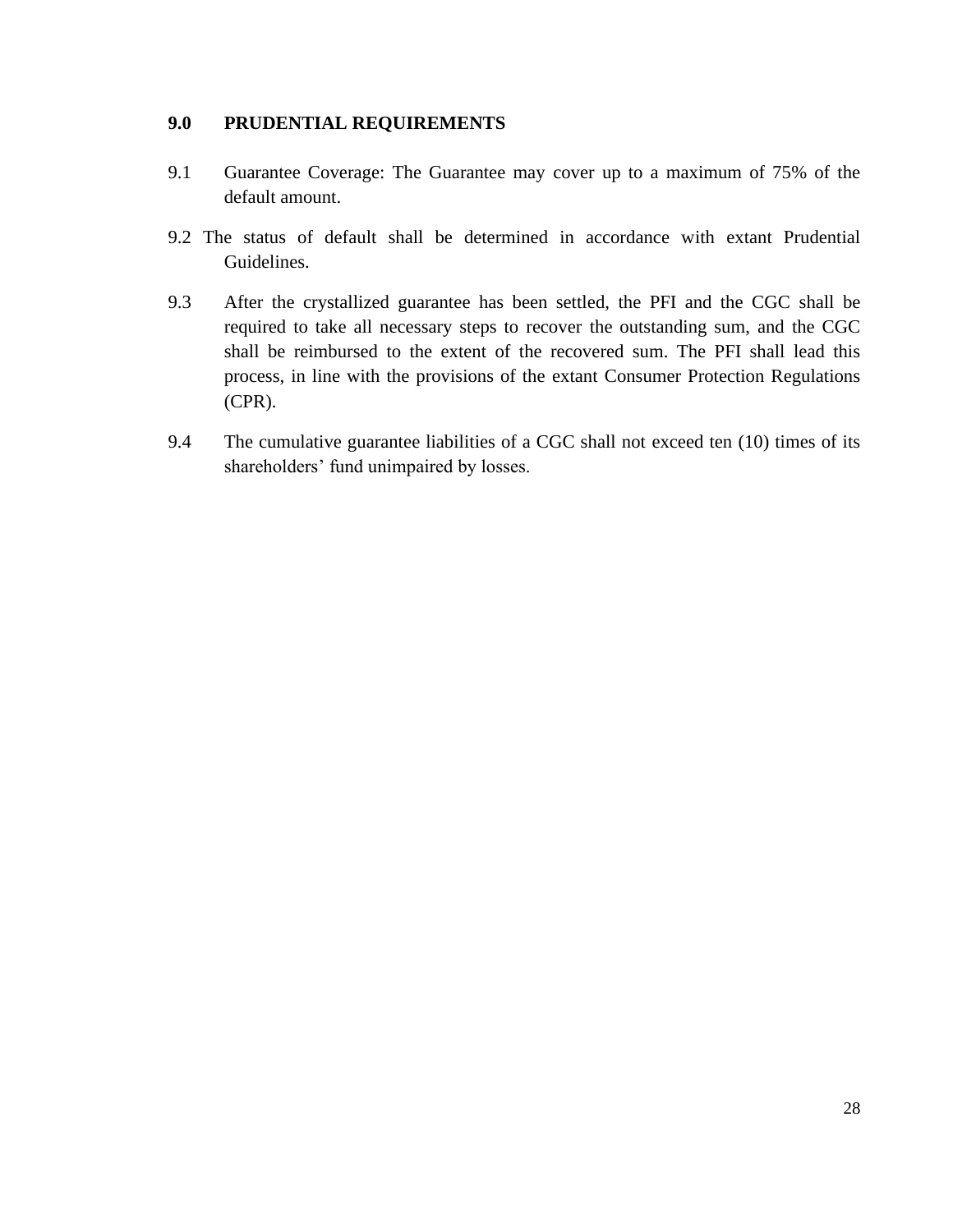## 9.0 PRUDENTIAL REQUIREMENTS

9.1 Guarantee Coverage: The Guarantee may cover up to a maximum of 75% of the default amount.

9.2 The status of default shall be determined in accordance with extant Prudential Guidelines.

9.3 After the crystallized guarantee has been settled, the PFI and the CGC shall be required to take all necessary steps to recover the outstanding sum, and the CGC shall be reimbursed to the extent of the recovered sum. The PFI shall lead this process, in line with the provisions of the extant Consumer Protection Regulations (CPR).

9.4 The cumulative guarantee liabilities of a CGC shall not exceed ten (10) times of its shareholders' fund unimpaired by losses.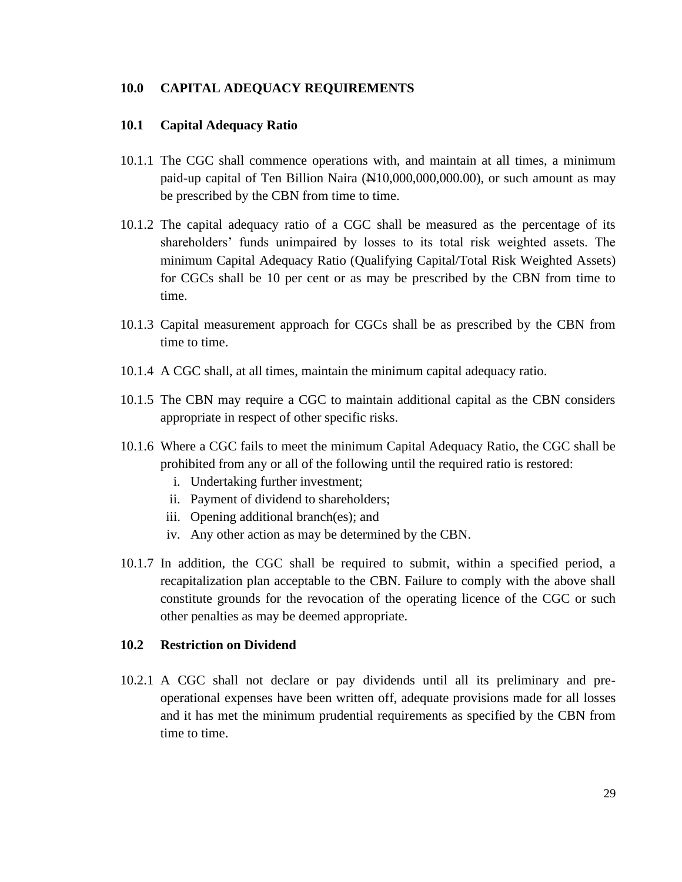## 10.0 CAPITAL ADEQUACY REQUIREMENTS

### 10.1 Capital Adequacy Ratio

10.1.1 The CGC shall commence operations with, and maintain at all times, a minimum paid-up capital of Ten Billion Naira (₦10,000,000,000.00), or such amount as may be prescribed by the CBN from time to time.

10.1.2 The capital adequacy ratio of a CGC shall be measured as the percentage of its shareholders' funds unimpaired by losses to its total risk weighted assets. The minimum Capital Adequacy Ratio (Qualifying Capital/Total Risk Weighted Assets) for CGCs shall be 10 per cent or as may be prescribed by the CBN from time to time.

10.1.3 Capital measurement approach for CGCs shall be as prescribed by the CBN from time to time.

10.1.4 A CGC shall, at all times, maintain the minimum capital adequacy ratio.

10.1.5 The CBN may require a CGC to maintain additional capital as the CBN considers appropriate in respect of other specific risks.

10.1.6 Where a CGC fails to meet the minimum Capital Adequacy Ratio, the CGC shall be prohibited from any or all of the following until the required ratio is restored:

i. Undertaking further investment;
ii. Payment of dividend to shareholders;
iii. Opening additional branch(es); and
iv. Any other action as may be determined by the CBN.

10.1.7 In addition, the CGC shall be required to submit, within a specified period, a recapitalization plan acceptable to the CBN. Failure to comply with the above shall constitute grounds for the revocation of the operating licence of the CGC or such other penalties as may be deemed appropriate.

### 10.2 Restriction on Dividend

10.2.1 A CGC shall not declare or pay dividends until all its preliminary and pre-operational expenses have been written off, adequate provisions made for all losses and it has met the minimum prudential requirements as specified by the CBN from time to time.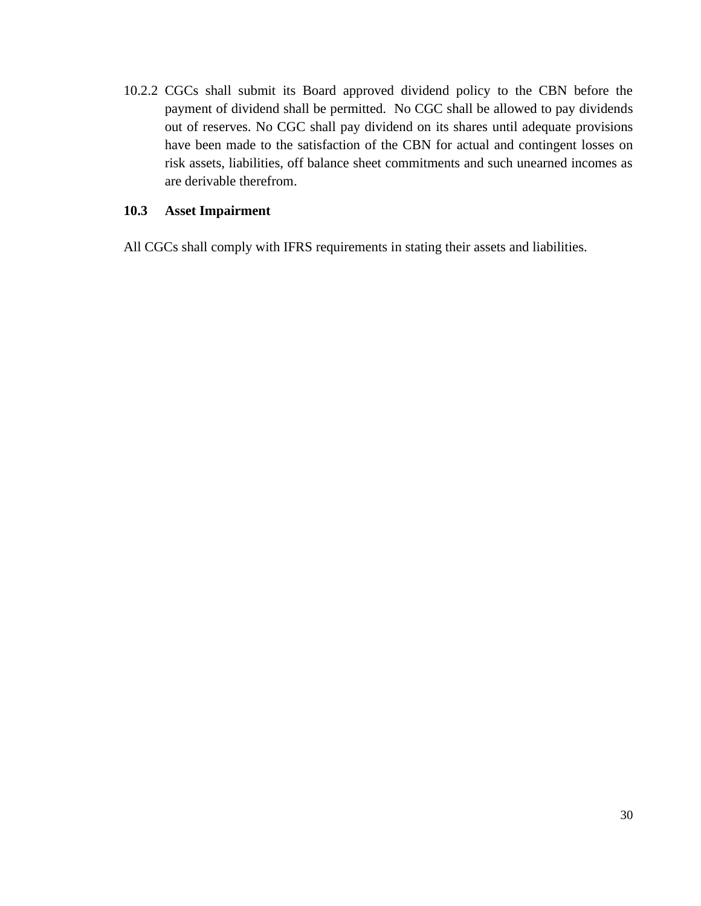10.2.2 CGCs shall submit its Board approved dividend policy to the CBN before the payment of dividend shall be permitted. No CGC shall be allowed to pay dividends out of reserves. No CGC shall pay dividend on its shares until adequate provisions have been made to the satisfaction of the CBN for actual and contingent losses on risk assets, liabilities, off balance sheet commitments and such unearned incomes as are derivable therefrom.

### 10.3 Asset Impairment

All CGCs shall comply with IFRS requirements in stating their assets and liabilities.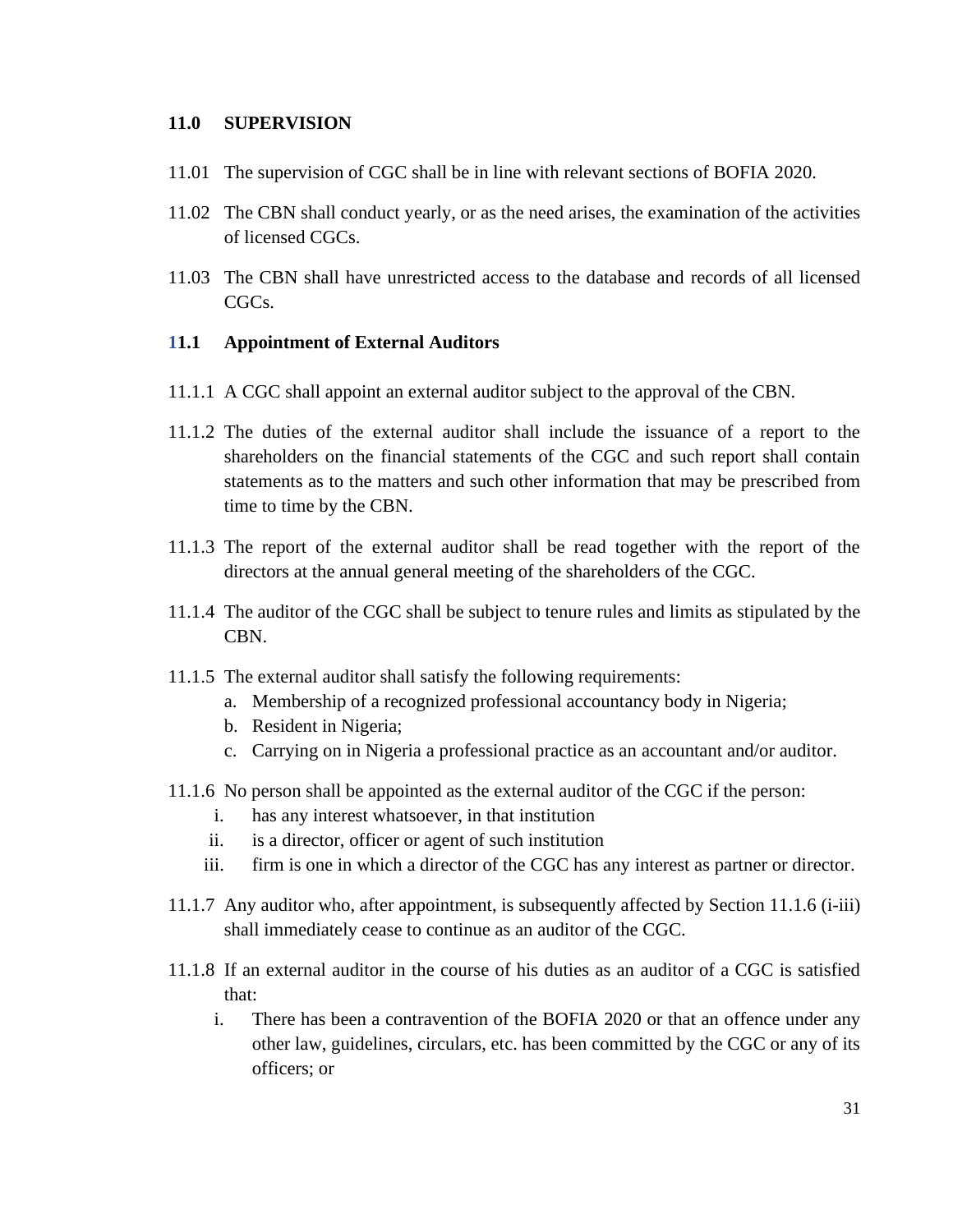## 11.0 SUPERVISION

11.01 The supervision of CGC shall be in line with relevant sections of BOFIA 2020.

11.02 The CBN shall conduct yearly, or as the need arises, the examination of the activities of licensed CGCs.

11.03 The CBN shall have unrestricted access to the database and records of all licensed CGCs.

### 11.1 Appointment of External Auditors

11.1.1 A CGC shall appoint an external auditor subject to the approval of the CBN.

11.1.2 The duties of the external auditor shall include the issuance of a report to the shareholders on the financial statements of the CGC and such report shall contain statements as to the matters and such other information that may be prescribed from time to time by the CBN.

11.1.3 The report of the external auditor shall be read together with the report of the directors at the annual general meeting of the shareholders of the CGC.

11.1.4 The auditor of the CGC shall be subject to tenure rules and limits as stipulated by the CBN.

11.1.5 The external auditor shall satisfy the following requirements:

a. Membership of a recognized professional accountancy body in Nigeria;
b. Resident in Nigeria;
c. Carrying on in Nigeria a professional practice as an accountant and/or auditor.

11.1.6 No person shall be appointed as the external auditor of the CGC if the person:

i. has any interest whatsoever, in that institution
ii. is a director, officer or agent of such institution
iii. firm is one in which a director of the CGC has any interest as partner or director.

11.1.7 Any auditor who, after appointment, is subsequently affected by Section 11.1.6 (i-iii) shall immediately cease to continue as an auditor of the CGC.

11.1.8 If an external auditor in the course of his duties as an auditor of a CGC is satisfied that:

i. There has been a contravention of the BOFIA 2020 or that an offence under any other law, guidelines, circulars, etc. has been committed by the CGC or any of its officers; or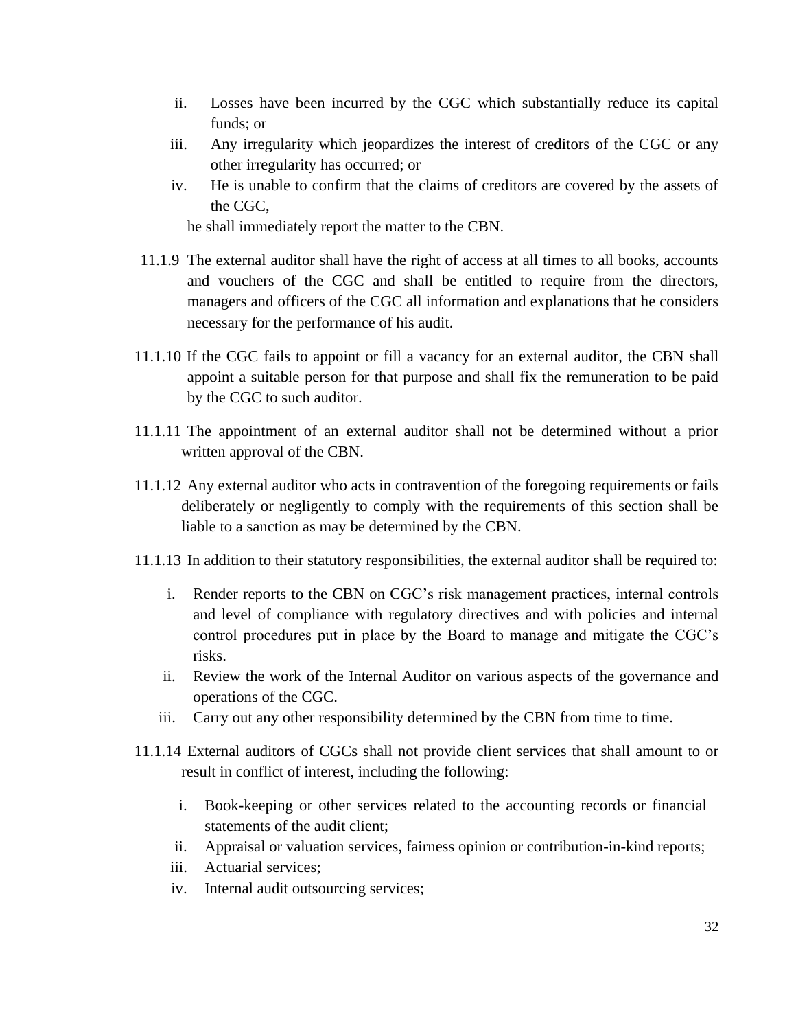ii. Losses have been incurred by the CGC which substantially reduce its capital funds; or

iii. Any irregularity which jeopardizes the interest of creditors of the CGC or any other irregularity has occurred; or

iv. He is unable to confirm that the claims of creditors are covered by the assets of the CGC,

he shall immediately report the matter to the CBN.

11.1.9 The external auditor shall have the right of access at all times to all books, accounts and vouchers of the CGC and shall be entitled to require from the directors, managers and officers of the CGC all information and explanations that he considers necessary for the performance of his audit.

11.1.10 If the CGC fails to appoint or fill a vacancy for an external auditor, the CBN shall appoint a suitable person for that purpose and shall fix the remuneration to be paid by the CGC to such auditor.

11.1.11 The appointment of an external auditor shall not be determined without a prior written approval of the CBN.

11.1.12 Any external auditor who acts in contravention of the foregoing requirements or fails deliberately or negligently to comply with the requirements of this section shall be liable to a sanction as may be determined by the CBN.

11.1.13 In addition to their statutory responsibilities, the external auditor shall be required to:

i. Render reports to the CBN on CGC's risk management practices, internal controls and level of compliance with regulatory directives and with policies and internal control procedures put in place by the Board to manage and mitigate the CGC's risks.

ii. Review the work of the Internal Auditor on various aspects of the governance and operations of the CGC.

iii. Carry out any other responsibility determined by the CBN from time to time.

11.1.14 External auditors of CGCs shall not provide client services that shall amount to or result in conflict of interest, including the following:

i. Book-keeping or other services related to the accounting records or financial statements of the audit client;

ii. Appraisal or valuation services, fairness opinion or contribution-in-kind reports;

iii. Actuarial services;

iv. Internal audit outsourcing services;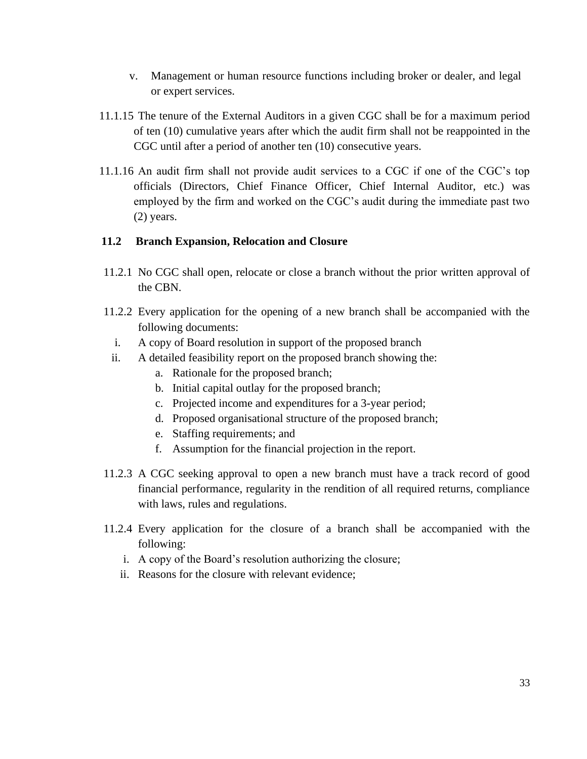v. Management or human resource functions including broker or dealer, and legal or expert services.

11.1.15 The tenure of the External Auditors in a given CGC shall be for a maximum period of ten (10) cumulative years after which the audit firm shall not be reappointed in the CGC until after a period of another ten (10) consecutive years.

11.1.16 An audit firm shall not provide audit services to a CGC if one of the CGC's top officials (Directors, Chief Finance Officer, Chief Internal Auditor, etc.) was employed by the firm and worked on the CGC's audit during the immediate past two (2) years.

### 11.2 Branch Expansion, Relocation and Closure

11.2.1 No CGC shall open, relocate or close a branch without the prior written approval of the CBN.

11.2.2 Every application for the opening of a new branch shall be accompanied with the following documents:

i. A copy of Board resolution in support of the proposed branch
ii. A detailed feasibility report on the proposed branch showing the:
   a. Rationale for the proposed branch;
   b. Initial capital outlay for the proposed branch;
   c. Projected income and expenditures for a 3-year period;
   d. Proposed organisational structure of the proposed branch;
   e. Staffing requirements; and
   f. Assumption for the financial projection in the report.

11.2.3 A CGC seeking approval to open a new branch must have a track record of good financial performance, regularity in the rendition of all required returns, compliance with laws, rules and regulations.

11.2.4 Every application for the closure of a branch shall be accompanied with the following:

i. A copy of the Board's resolution authorizing the closure;
ii. Reasons for the closure with relevant evidence;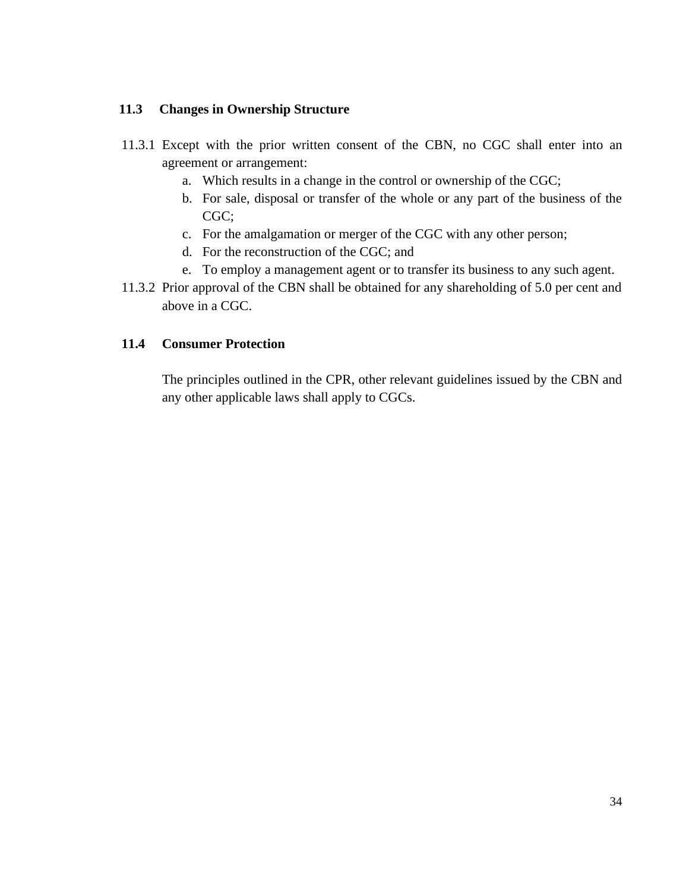### 11.3 Changes in Ownership Structure

11.3.1 Except with the prior written consent of the CBN, no CGC shall enter into an agreement or arrangement:

a. Which results in a change in the control or ownership of the CGC;
b. For sale, disposal or transfer of the whole or any part of the business of the CGC;
c. For the amalgamation or merger of the CGC with any other person;
d. For the reconstruction of the CGC; and
e. To employ a management agent or to transfer its business to any such agent.

11.3.2 Prior approval of the CBN shall be obtained for any shareholding of 5.0 per cent and above in a CGC.

### 11.4 Consumer Protection

The principles outlined in the CPR, other relevant guidelines issued by the CBN and any other applicable laws shall apply to CGCs.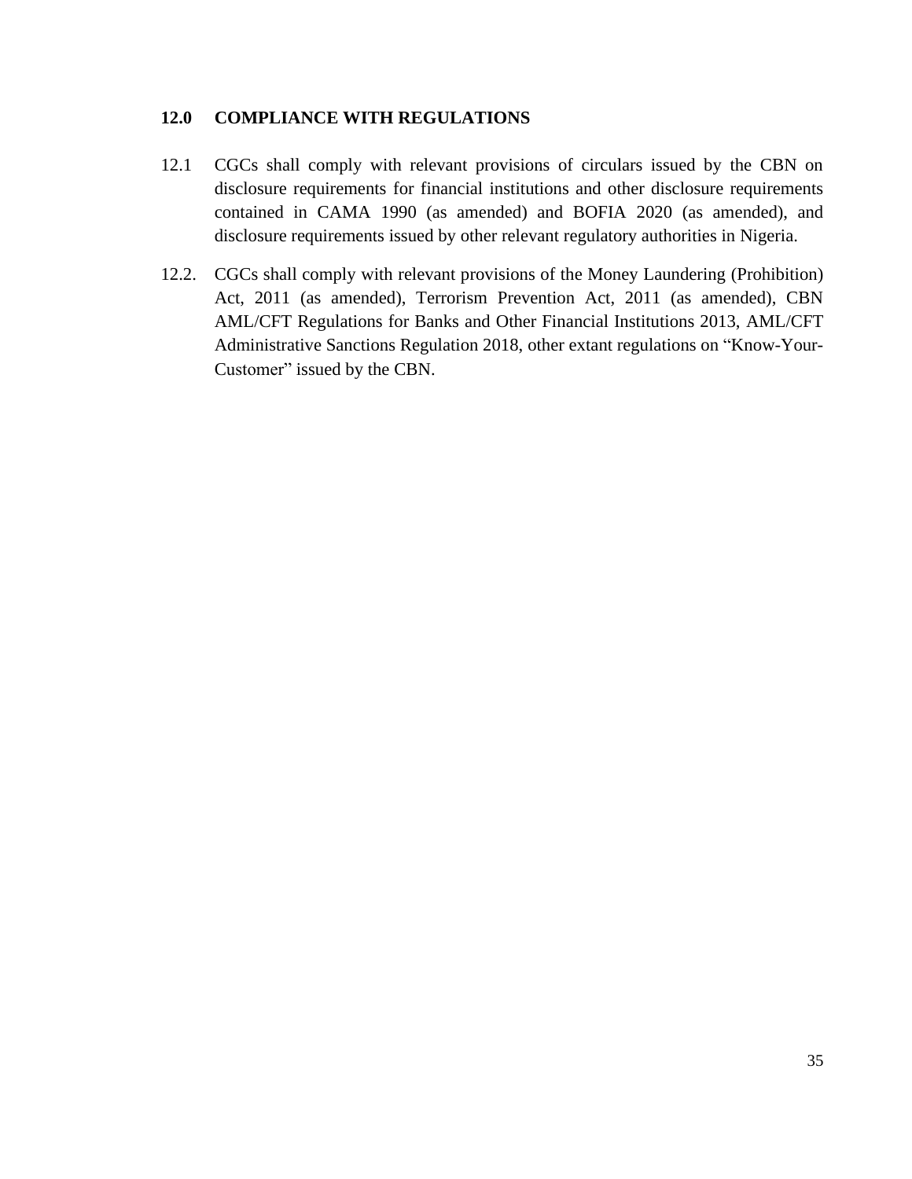## 12.0 COMPLIANCE WITH REGULATIONS

12.1 CGCs shall comply with relevant provisions of circulars issued by the CBN on disclosure requirements for financial institutions and other disclosure requirements contained in CAMA 1990 (as amended) and BOFIA 2020 (as amended), and disclosure requirements issued by other relevant regulatory authorities in Nigeria.

12.2. CGCs shall comply with relevant provisions of the Money Laundering (Prohibition) Act, 2011 (as amended), Terrorism Prevention Act, 2011 (as amended), CBN AML/CFT Regulations for Banks and Other Financial Institutions 2013, AML/CFT Administrative Sanctions Regulation 2018, other extant regulations on "Know-Your-Customer" issued by the CBN.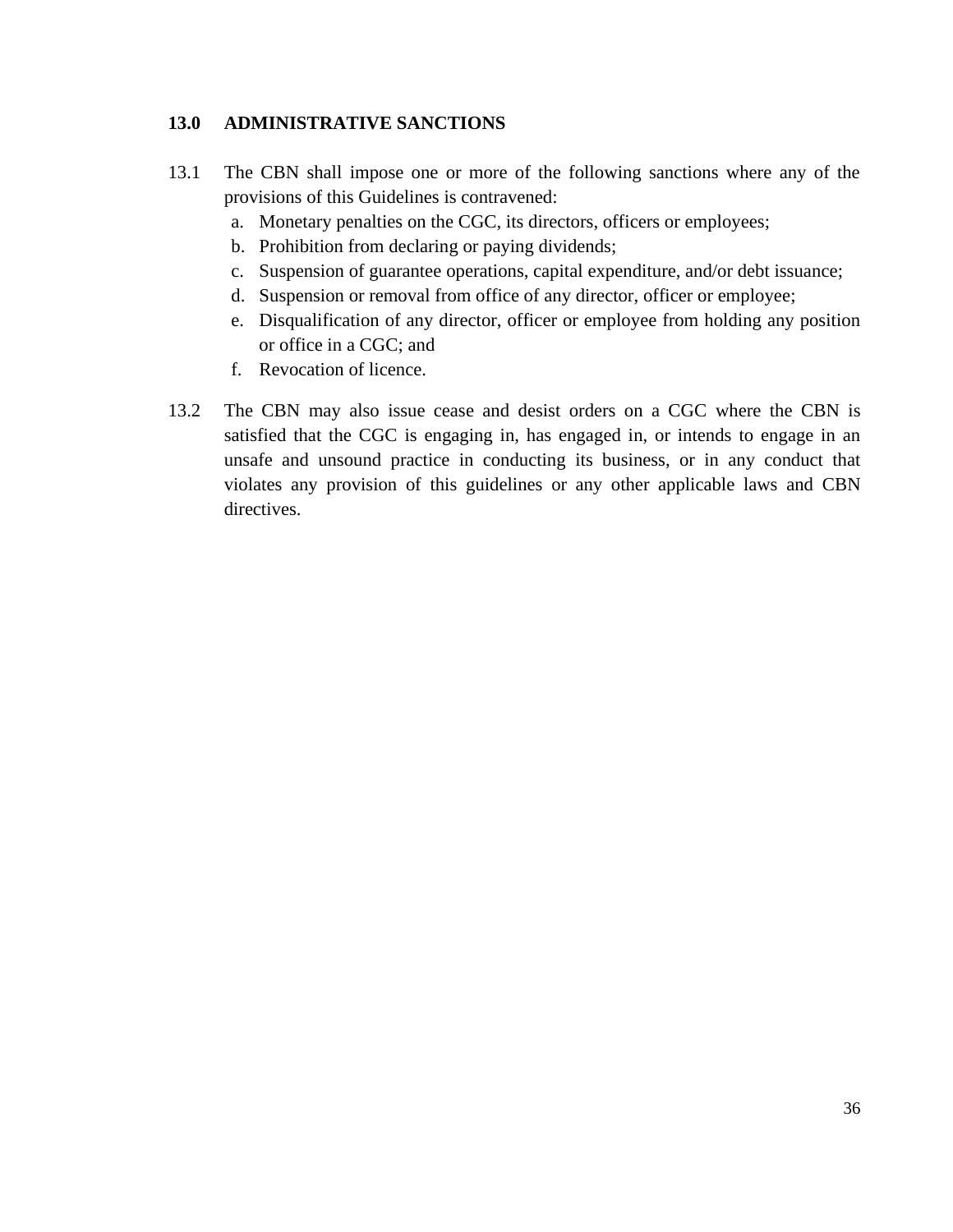## 13.0 ADMINISTRATIVE SANCTIONS

13.1 The CBN shall impose one or more of the following sanctions where any of the provisions of this Guidelines is contravened:

a. Monetary penalties on the CGC, its directors, officers or employees;
b. Prohibition from declaring or paying dividends;
c. Suspension of guarantee operations, capital expenditure, and/or debt issuance;
d. Suspension or removal from office of any director, officer or employee;
e. Disqualification of any director, officer or employee from holding any position or office in a CGC; and
f. Revocation of licence.

13.2 The CBN may also issue cease and desist orders on a CGC where the CBN is satisfied that the CGC is engaging in, has engaged in, or intends to engage in an unsafe and unsound practice in conducting its business, or in any conduct that violates any provision of this guidelines or any other applicable laws and CBN directives.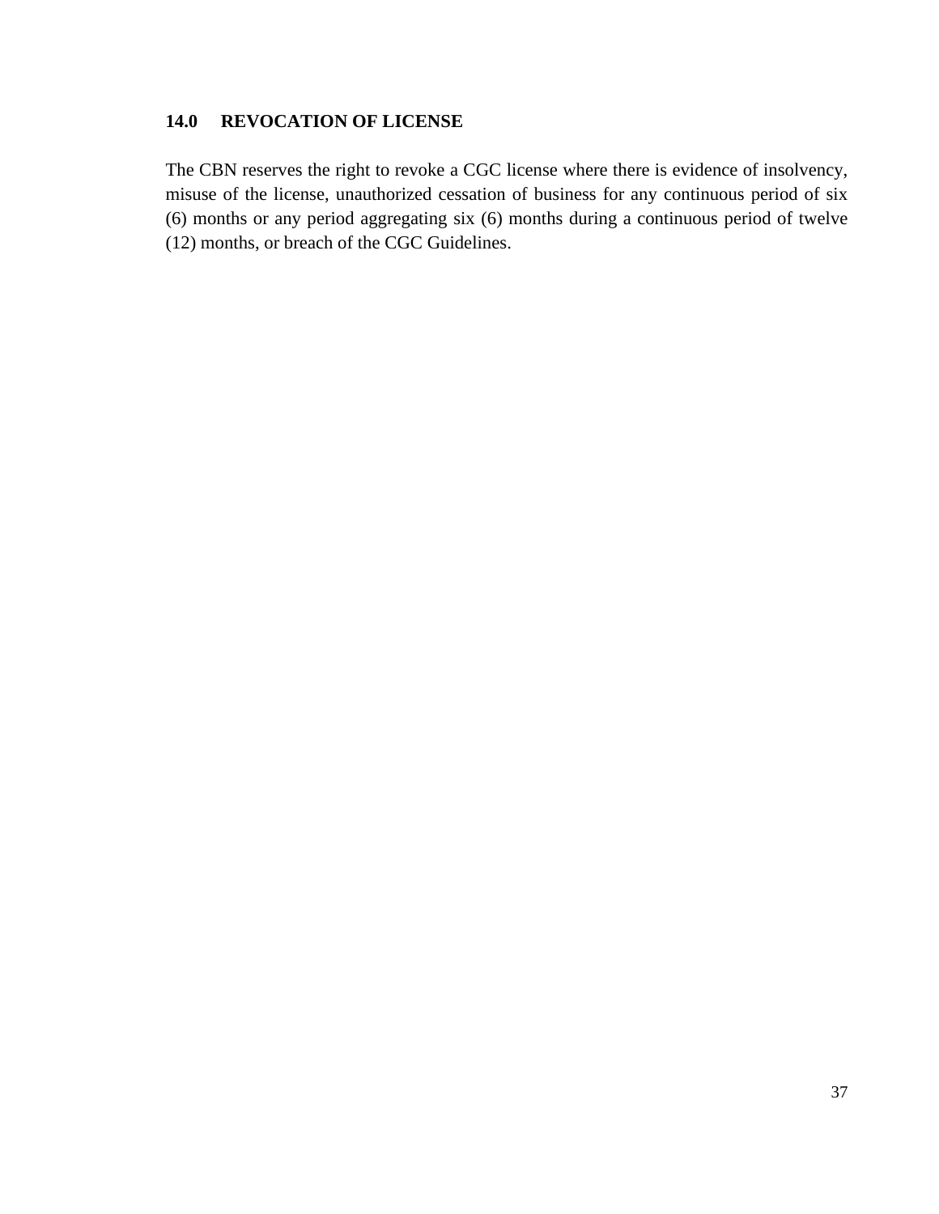## 14.0 REVOCATION OF LICENSE

The CBN reserves the right to revoke a CGC license where there is evidence of insolvency, misuse of the license, unauthorized cessation of business for any continuous period of six (6) months or any period aggregating six (6) months during a continuous period of twelve (12) months, or breach of the CGC Guidelines.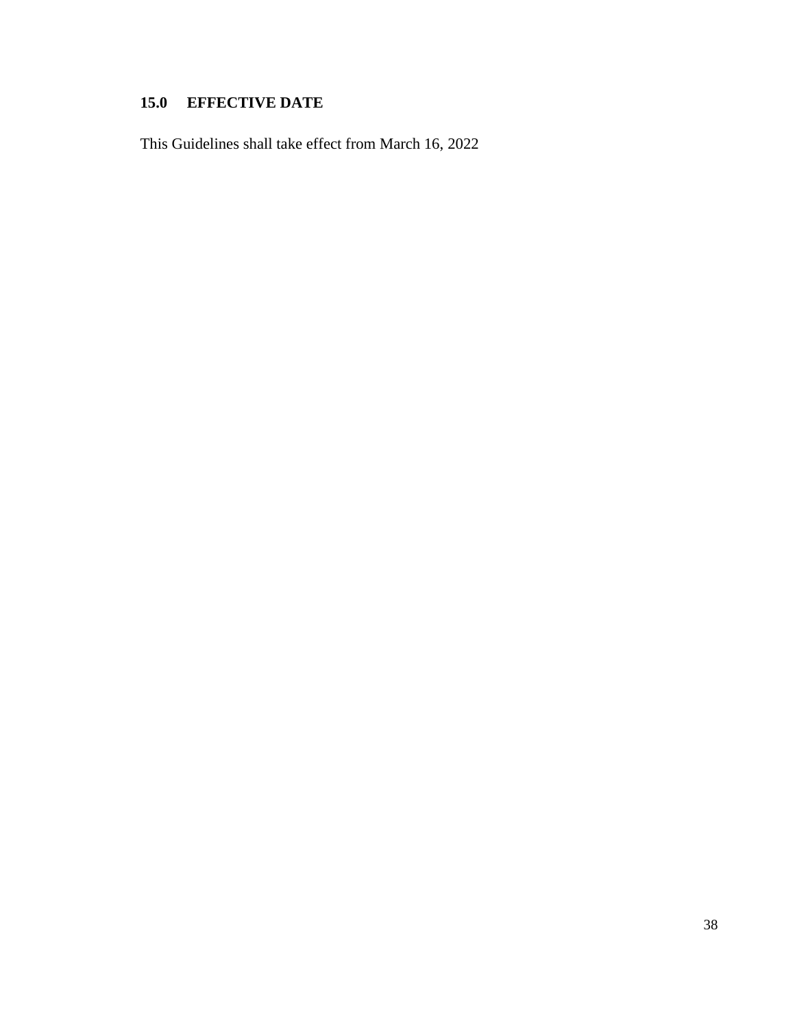## 15.0 EFFECTIVE DATE

This Guidelines shall take effect from March 16, 2022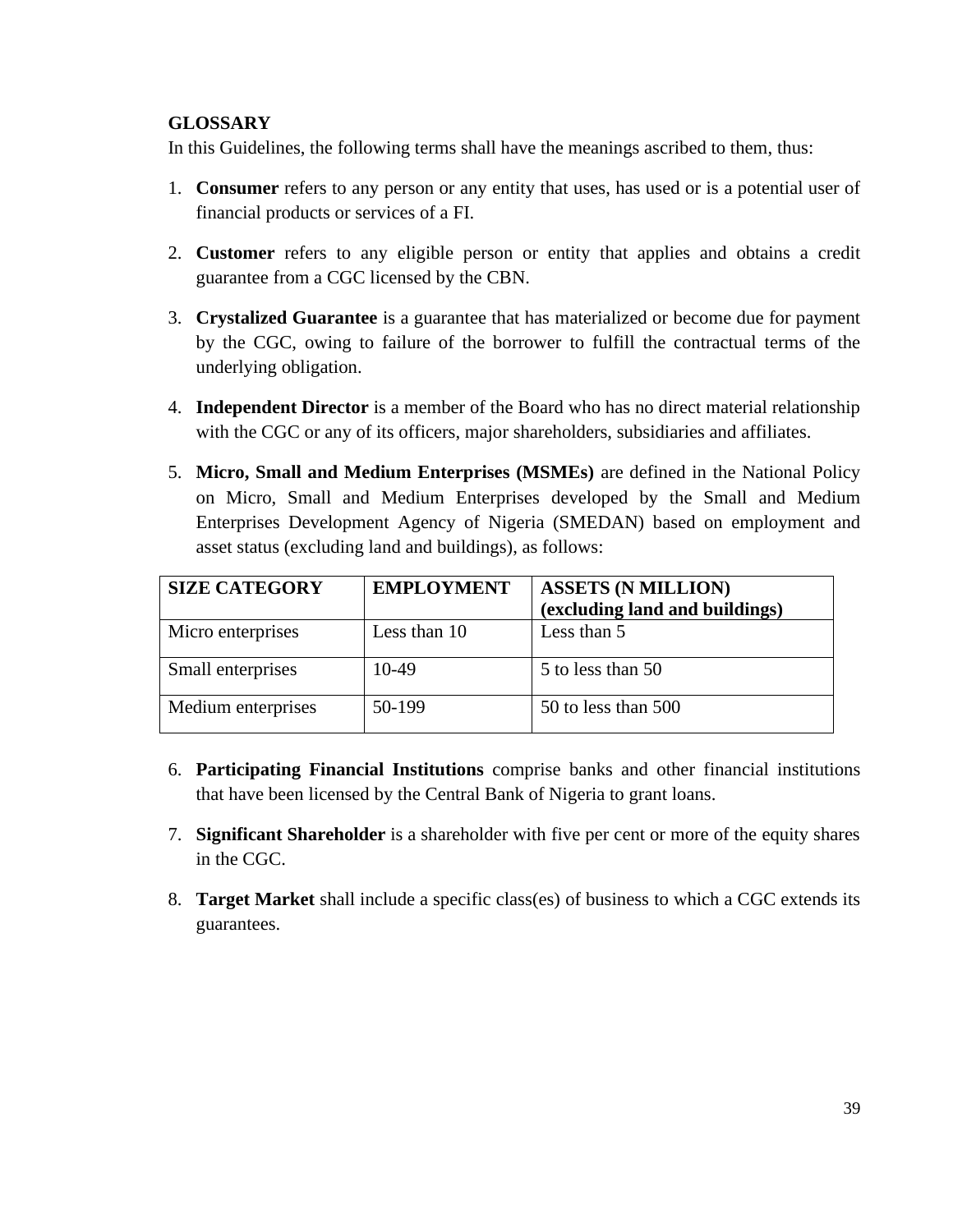**GLOSSARY**

In this Guidelines, the following terms shall have the meanings ascribed to them, thus:

1. **Consumer** refers to any person or any entity that uses, has used or is a potential user of financial products or services of a FI.

2. **Customer** refers to any eligible person or entity that applies and obtains a credit guarantee from a CGC licensed by the CBN.

3. **Crystalized Guarantee** is a guarantee that has materialized or become due for payment by the CGC, owing to failure of the borrower to fulfill the contractual terms of the underlying obligation.

4. **Independent Director** is a member of the Board who has no direct material relationship with the CGC or any of its officers, major shareholders, subsidiaries and affiliates.

5. **Micro, Small and Medium Enterprises (MSMEs)** are defined in the National Policy on Micro, Small and Medium Enterprises developed by the Small and Medium Enterprises Development Agency of Nigeria (SMEDAN) based on employment and asset status (excluding land and buildings), as follows:

| SIZE CATEGORY | EMPLOYMENT | ASSETS (N MILLION) (excluding land and buildings) |
|---|---|---|
| Micro enterprises | Less than 10 | Less than 5 |
| Small enterprises | 10-49 | 5 to less than 50 |
| Medium enterprises | 50-199 | 50 to less than 500 |

6. **Participating Financial Institutions** comprise banks and other financial institutions that have been licensed by the Central Bank of Nigeria to grant loans.

7. **Significant Shareholder** is a shareholder with five per cent or more of the equity shares in the CGC.

8. **Target Market** shall include a specific class(es) of business to which a CGC extends its guarantees.